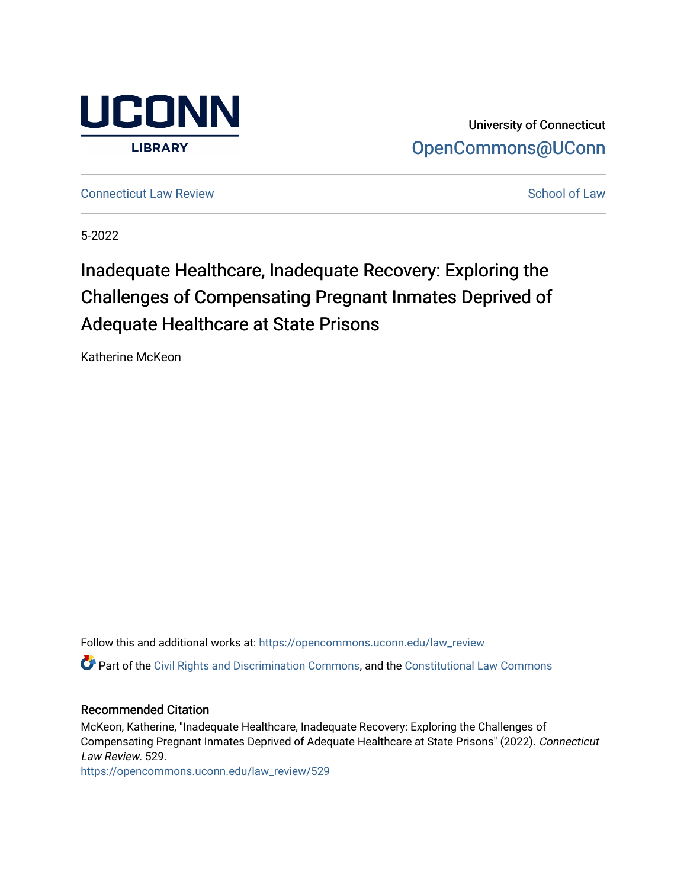University of Connecticut

OpenCommons@UConn

Connecticut Law Review

School of Law

5-2022

# Inadequate Healthcare, Inadequate Recovery: Exploring the Challenges of Compensating Pregnant Inmates Deprived of Adequate Healthcare at State Prisons

Katherine McKeon

Follow this and additional works at: https://opencommons.uconn.edu/law_review

Part of the Civil Rights and Discrimination Commons, and the Constitutional Law Commons

## Recommended Citation

McKeon, Katherine, "Inadequate Healthcare, Inadequate Recovery: Exploring the Challenges of Compensating Pregnant Inmates Deprived of Adequate Healthcare at State Prisons" (2022). *Connecticut Law Review*. 529.

https://opencommons.uconn.edu/law_review/529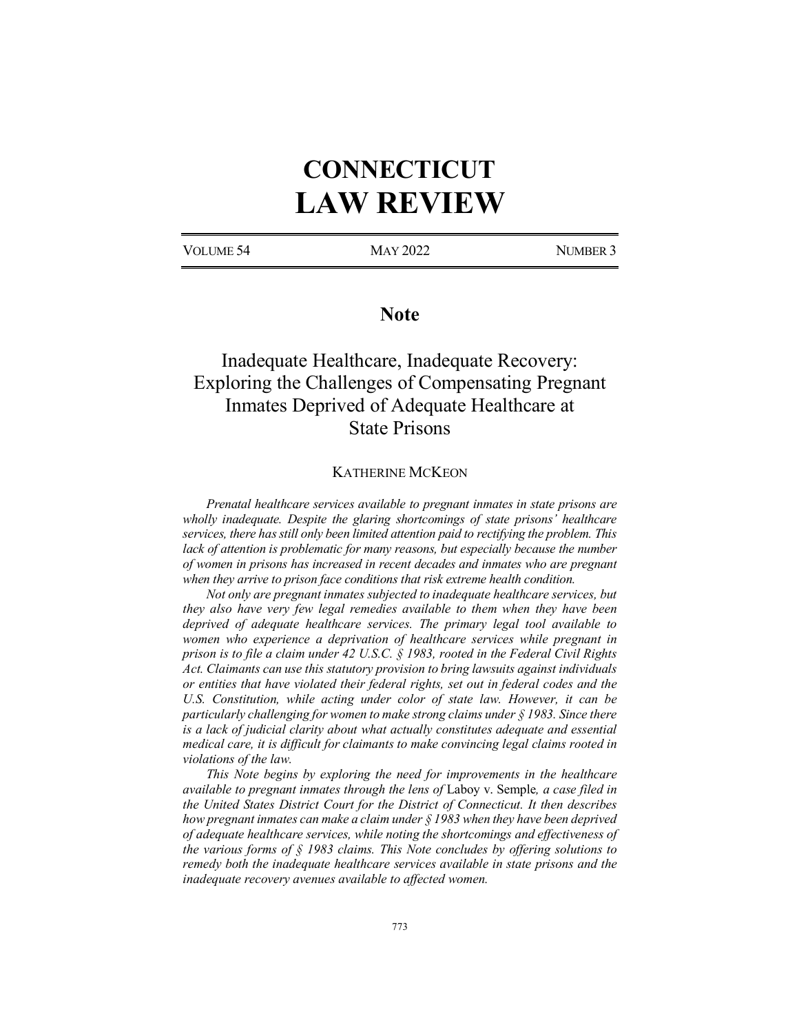# CONNECTICUT
# LAW REVIEW

VOLUME 54 MAY 2022 NUMBER 3

## Note

# Inadequate Healthcare, Inadequate Recovery: Exploring the Challenges of Compensating Pregnant Inmates Deprived of Adequate Healthcare at State Prisons

KATHERINE MCKEON

*Prenatal healthcare services available to pregnant inmates in state prisons are wholly inadequate. Despite the glaring shortcomings of state prisons' healthcare services, there has still only been limited attention paid to rectifying the problem. This lack of attention is problematic for many reasons, but especially because the number of women in prisons has increased in recent decades and inmates who are pregnant when they arrive to prison face conditions that risk extreme health condition.*

*Not only are pregnant inmates subjected to inadequate healthcare services, but they also have very few legal remedies available to them when they have been deprived of adequate healthcare services. The primary legal tool available to women who experience a deprivation of healthcare services while pregnant in prison is to file a claim under 42 U.S.C. § 1983, rooted in the Federal Civil Rights Act. Claimants can use this statutory provision to bring lawsuits against individuals or entities that have violated their federal rights, set out in federal codes and the U.S. Constitution, while acting under color of state law. However, it can be particularly challenging for women to make strong claims under § 1983. Since there is a lack of judicial clarity about what actually constitutes adequate and essential medical care, it is difficult for claimants to make convincing legal claims rooted in violations of the law.*

*This Note begins by exploring the need for improvements in the healthcare available to pregnant inmates through the lens of* Laboy v. Semple*, a case filed in the United States District Court for the District of Connecticut. It then describes how pregnant inmates can make a claim under § 1983 when they have been deprived of adequate healthcare services, while noting the shortcomings and effectiveness of the various forms of § 1983 claims. This Note concludes by offering solutions to remedy both the inadequate healthcare services available in state prisons and the inadequate recovery avenues available to affected women.*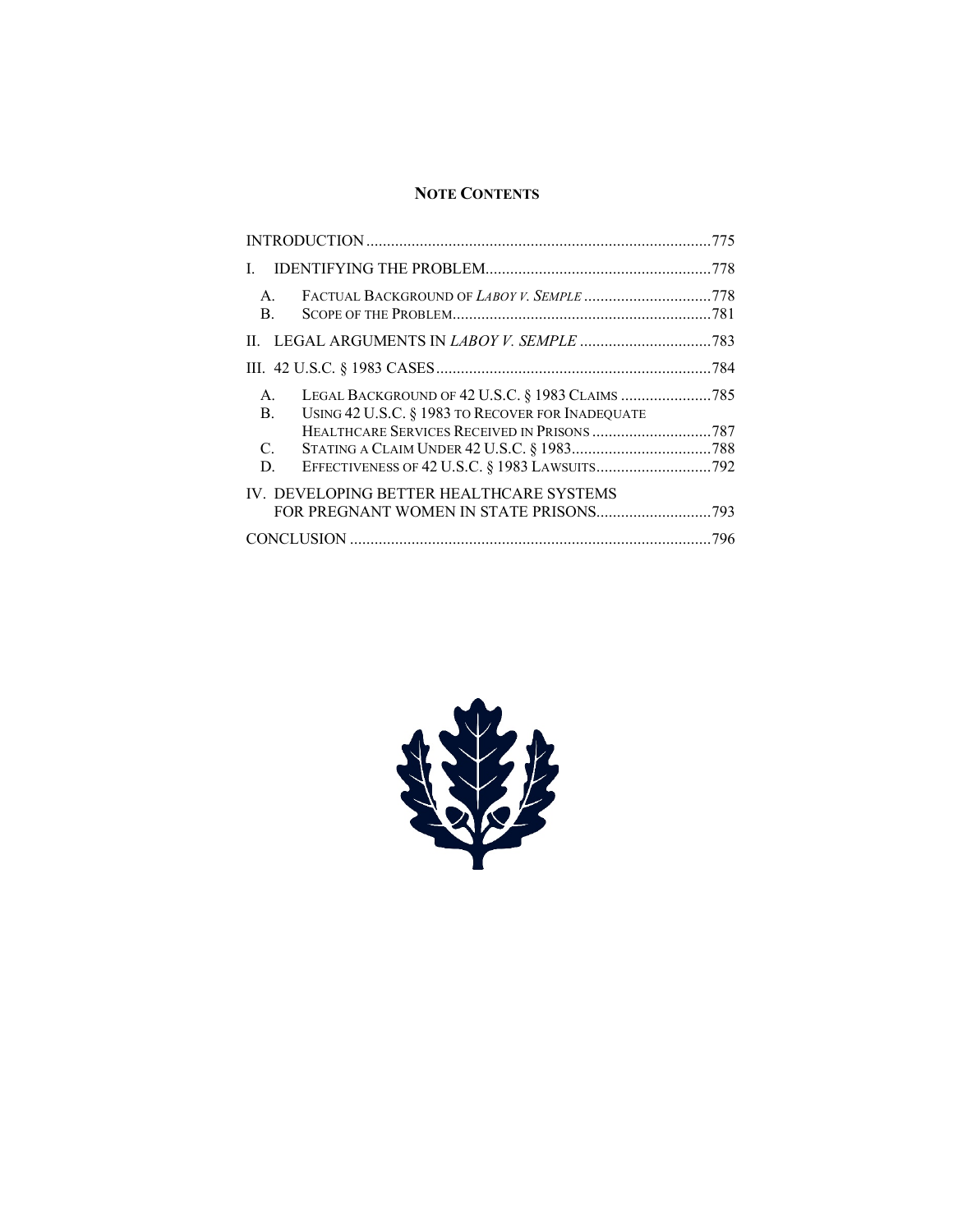## NOTE CONTENTS

INTRODUCTION ....................................................................................775

I. IDENTIFYING THE PROBLEM.......................................................778

A. FACTUAL BACKGROUND OF *LABOY V. SEMPLE* ...............................778

B. SCOPE OF THE PROBLEM................................................................781

II. LEGAL ARGUMENTS IN *LABOY V. SEMPLE* ................................783

III. 42 U.S.C. § 1983 CASES...................................................................784

A. LEGAL BACKGROUND OF 42 U.S.C. § 1983 CLAIMS ......................785

B. USING 42 U.S.C. § 1983 TO RECOVER FOR INADEQUATE HEALTHCARE SERVICES RECEIVED IN PRISONS .............................787

C. STATING A CLAIM UNDER 42 U.S.C. § 1983..................................788

D. EFFECTIVENESS OF 42 U.S.C. § 1983 LAWSUITS............................792

IV. DEVELOPING BETTER HEALTHCARE SYSTEMS FOR PREGNANT WOMEN IN STATE PRISONS............................793

CONCLUSION ........................................................................................796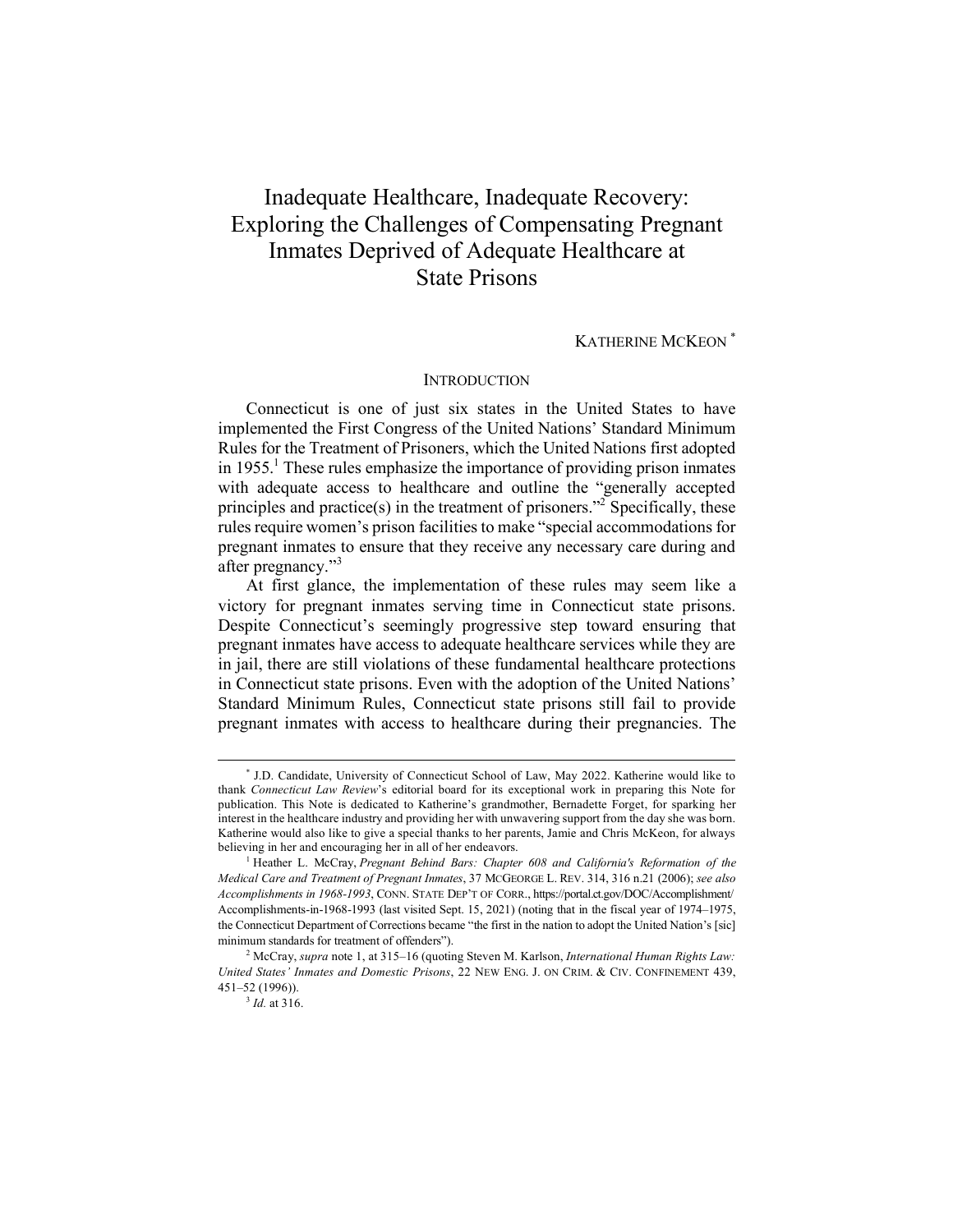# Inadequate Healthcare, Inadequate Recovery: Exploring the Challenges of Compensating Pregnant Inmates Deprived of Adequate Healthcare at State Prisons

KATHERINE MCKEON [*]

## INTRODUCTION

Connecticut is one of just six states in the United States to have implemented the First Congress of the United Nations' Standard Minimum Rules for the Treatment of Prisoners, which the United Nations first adopted in 1955.[1] These rules emphasize the importance of providing prison inmates with adequate access to healthcare and outline the "generally accepted principles and practice(s) in the treatment of prisoners."[2] Specifically, these rules require women's prison facilities to make "special accommodations for pregnant inmates to ensure that they receive any necessary care during and after pregnancy."[3]

At first glance, the implementation of these rules may seem like a victory for pregnant inmates serving time in Connecticut state prisons. Despite Connecticut's seemingly progressive step toward ensuring that pregnant inmates have access to adequate healthcare services while they are in jail, there are still violations of these fundamental healthcare protections in Connecticut state prisons. Even with the adoption of the United Nations' Standard Minimum Rules, Connecticut state prisons still fail to provide pregnant inmates with access to healthcare during their pregnancies. The

---

[*] J.D. Candidate, University of Connecticut School of Law, May 2022. Katherine would like to thank *Connecticut Law Review*'s editorial board for its exceptional work in preparing this Note for publication. This Note is dedicated to Katherine's grandmother, Bernadette Forget, for sparking her interest in the healthcare industry and providing her with unwavering support from the day she was born. Katherine would also like to give a special thanks to her parents, Jamie and Chris McKeon, for always believing in her and encouraging her in all of her endeavors.

[1] Heather L. McCray, *Pregnant Behind Bars: Chapter 608 and California's Reformation of the Medical Care and Treatment of Pregnant Inmates*, 37 MCGEORGE L. REV. 314, 316 n.21 (2006); *see also Accomplishments in 1968-1993*, CONN. STATE DEP'T OF CORR., https://portal.ct.gov/DOC/Accomplishment/Accomplishments-in-1968-1993 (last visited Sept. 15, 2021) (noting that in the fiscal year of 1974–1975, the Connecticut Department of Corrections became "the first in the nation to adopt the United Nation's [sic] minimum standards for treatment of offenders").

[2] McCray, *supra* note 1, at 315–16 (quoting Steven M. Karlson, *International Human Rights Law: United States' Inmates and Domestic Prisons*, 22 NEW ENG. J. ON CRIM. & CIV. CONFINEMENT 439, 451–52 (1996)).

[3] *Id.* at 316.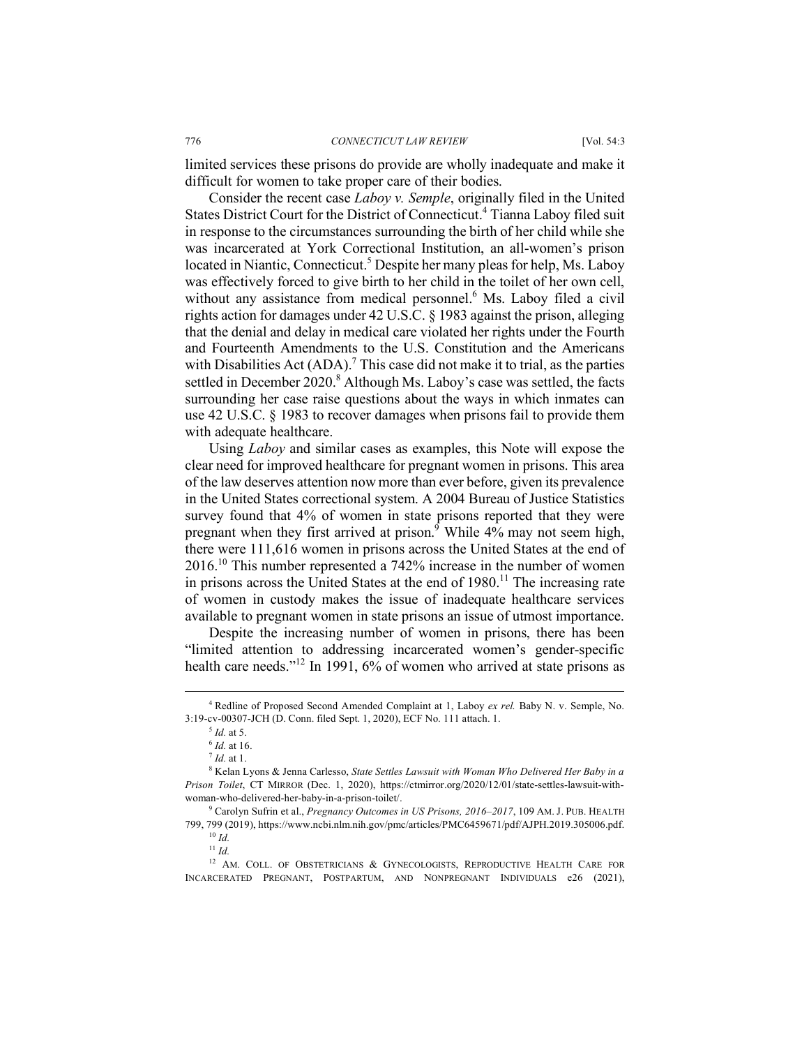limited services these prisons do provide are wholly inadequate and make it difficult for women to take proper care of their bodies.

Consider the recent case *Laboy v. Semple*, originally filed in the United States District Court for the District of Connecticut.[4] Tianna Laboy filed suit in response to the circumstances surrounding the birth of her child while she was incarcerated at York Correctional Institution, an all-women's prison located in Niantic, Connecticut.[5] Despite her many pleas for help, Ms. Laboy was effectively forced to give birth to her child in the toilet of her own cell, without any assistance from medical personnel.[6] Ms. Laboy filed a civil rights action for damages under 42 U.S.C. § 1983 against the prison, alleging that the denial and delay in medical care violated her rights under the Fourth and Fourteenth Amendments to the U.S. Constitution and the Americans with Disabilities Act (ADA).[7] This case did not make it to trial, as the parties settled in December 2020.[8] Although Ms. Laboy's case was settled, the facts surrounding her case raise questions about the ways in which inmates can use 42 U.S.C. § 1983 to recover damages when prisons fail to provide them with adequate healthcare.

Using *Laboy* and similar cases as examples, this Note will expose the clear need for improved healthcare for pregnant women in prisons. This area of the law deserves attention now more than ever before, given its prevalence in the United States correctional system. A 2004 Bureau of Justice Statistics survey found that 4% of women in state prisons reported that they were pregnant when they first arrived at prison.[9] While 4% may not seem high, there were 111,616 women in prisons across the United States at the end of 2016.[10] This number represented a 742% increase in the number of women in prisons across the United States at the end of 1980.[11] The increasing rate of women in custody makes the issue of inadequate healthcare services available to pregnant women in state prisons an issue of utmost importance.

Despite the increasing number of women in prisons, there has been "limited attention to addressing incarcerated women's gender-specific health care needs."[12] In 1991, 6% of women who arrived at state prisons as

---

[4] Redline of Proposed Second Amended Complaint at 1, Laboy *ex rel.* Baby N. v. Semple, No. 3:19-cv-00307-JCH (D. Conn. filed Sept. 1, 2020), ECF No. 111 attach. 1.

[5] *Id.* at 5.

[6] *Id.* at 16.

[7] *Id.* at 1.

[8] Kelan Lyons & Jenna Carlesso, *State Settles Lawsuit with Woman Who Delivered Her Baby in a Prison Toilet*, CT MIRROR (Dec. 1, 2020), https://ctmirror.org/2020/12/01/state-settles-lawsuit-with-woman-who-delivered-her-baby-in-a-prison-toilet/.

[9] Carolyn Sufrin et al., *Pregnancy Outcomes in US Prisons, 2016–2017*, 109 AM. J. PUB. HEALTH 799, 799 (2019), https://www.ncbi.nlm.nih.gov/pmc/articles/PMC6459671/pdf/AJPH.2019.305006.pdf.

[10] *Id.*

[11] *Id.*

[12] AM. COLL. OF OBSTETRICIANS & GYNECOLOGISTS, REPRODUCTIVE HEALTH CARE FOR INCARCERATED PREGNANT, POSTPARTUM, AND NONPREGNANT INDIVIDUALS e26 (2021),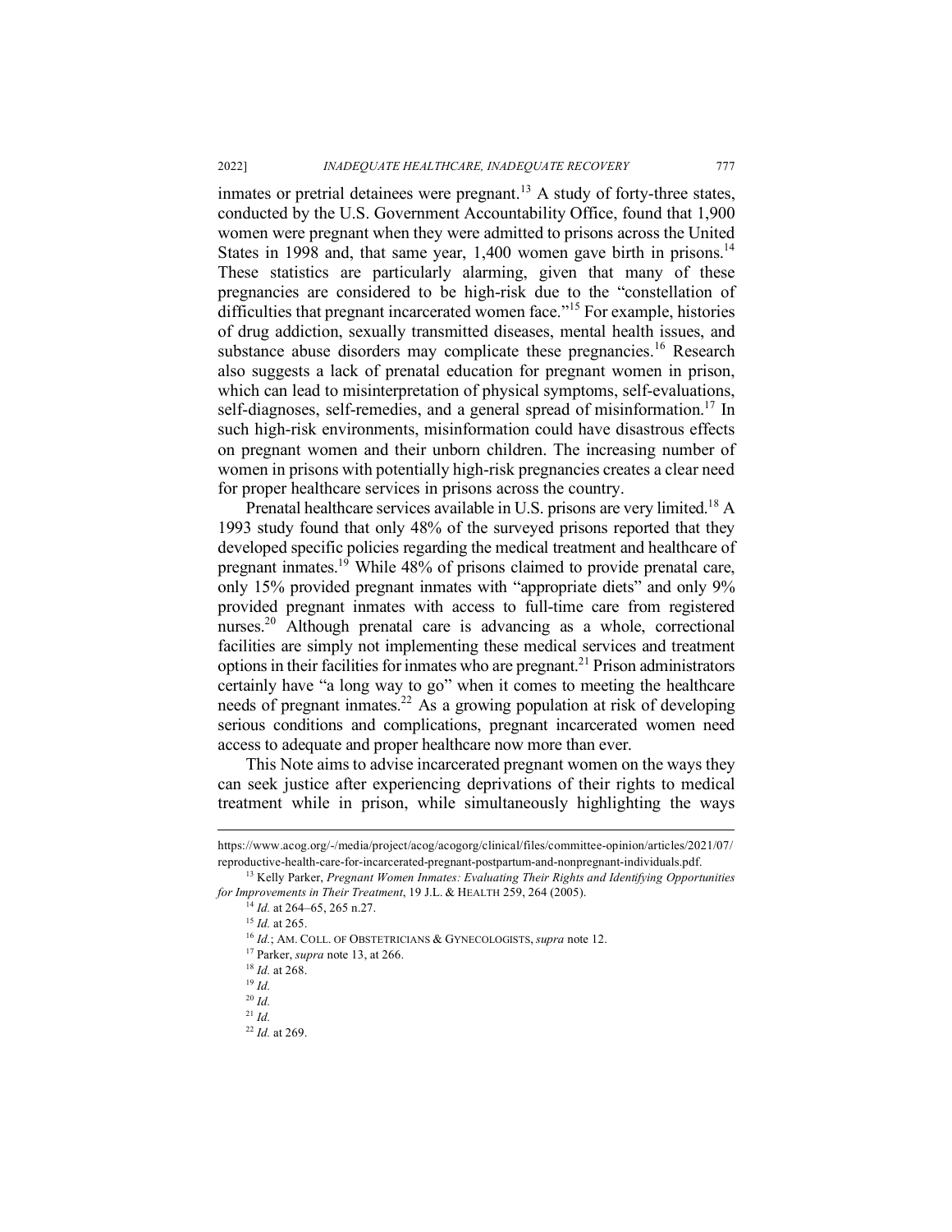inmates or pretrial detainees were pregnant.[13] A study of forty-three states, conducted by the U.S. Government Accountability Office, found that 1,900 women were pregnant when they were admitted to prisons across the United States in 1998 and, that same year, 1,400 women gave birth in prisons.[14] These statistics are particularly alarming, given that many of these pregnancies are considered to be high-risk due to the "constellation of difficulties that pregnant incarcerated women face."[15] For example, histories of drug addiction, sexually transmitted diseases, mental health issues, and substance abuse disorders may complicate these pregnancies.[16] Research also suggests a lack of prenatal education for pregnant women in prison, which can lead to misinterpretation of physical symptoms, self-evaluations, self-diagnoses, self-remedies, and a general spread of misinformation.[17] In such high-risk environments, misinformation could have disastrous effects on pregnant women and their unborn children. The increasing number of women in prisons with potentially high-risk pregnancies creates a clear need for proper healthcare services in prisons across the country.

Prenatal healthcare services available in U.S. prisons are very limited.[18] A 1993 study found that only 48% of the surveyed prisons reported that they developed specific policies regarding the medical treatment and healthcare of pregnant inmates.[19] While 48% of prisons claimed to provide prenatal care, only 15% provided pregnant inmates with "appropriate diets" and only 9% provided pregnant inmates with access to full-time care from registered nurses.[20] Although prenatal care is advancing as a whole, correctional facilities are simply not implementing these medical services and treatment options in their facilities for inmates who are pregnant.[21] Prison administrators certainly have "a long way to go" when it comes to meeting the healthcare needs of pregnant inmates.[22] As a growing population at risk of developing serious conditions and complications, pregnant incarcerated women need access to adequate and proper healthcare now more than ever.

This Note aims to advise incarcerated pregnant women on the ways they can seek justice after experiencing deprivations of their rights to medical treatment while in prison, while simultaneously highlighting the ways

---

https://www.acog.org/-/media/project/acog/acogorg/clinical/files/committee-opinion/articles/2021/07/reproductive-health-care-for-incarcerated-pregnant-postpartum-and-nonpregnant-individuals.pdf.

[13] Kelly Parker, *Pregnant Women Inmates: Evaluating Their Rights and Identifying Opportunities for Improvements in Their Treatment*, 19 J.L. & HEALTH 259, 264 (2005).

[14] *Id.* at 264–65, 265 n.27.

[15] *Id.* at 265.

[16] *Id.*; AM. COLL. OF OBSTETRICIANS & GYNECOLOGISTS, *supra* note 12.

[17] Parker, *supra* note 13, at 266.

[18] *Id.* at 268.

[19] *Id.*

[20] *Id.*

[21] *Id.*

[22] *Id.* at 269.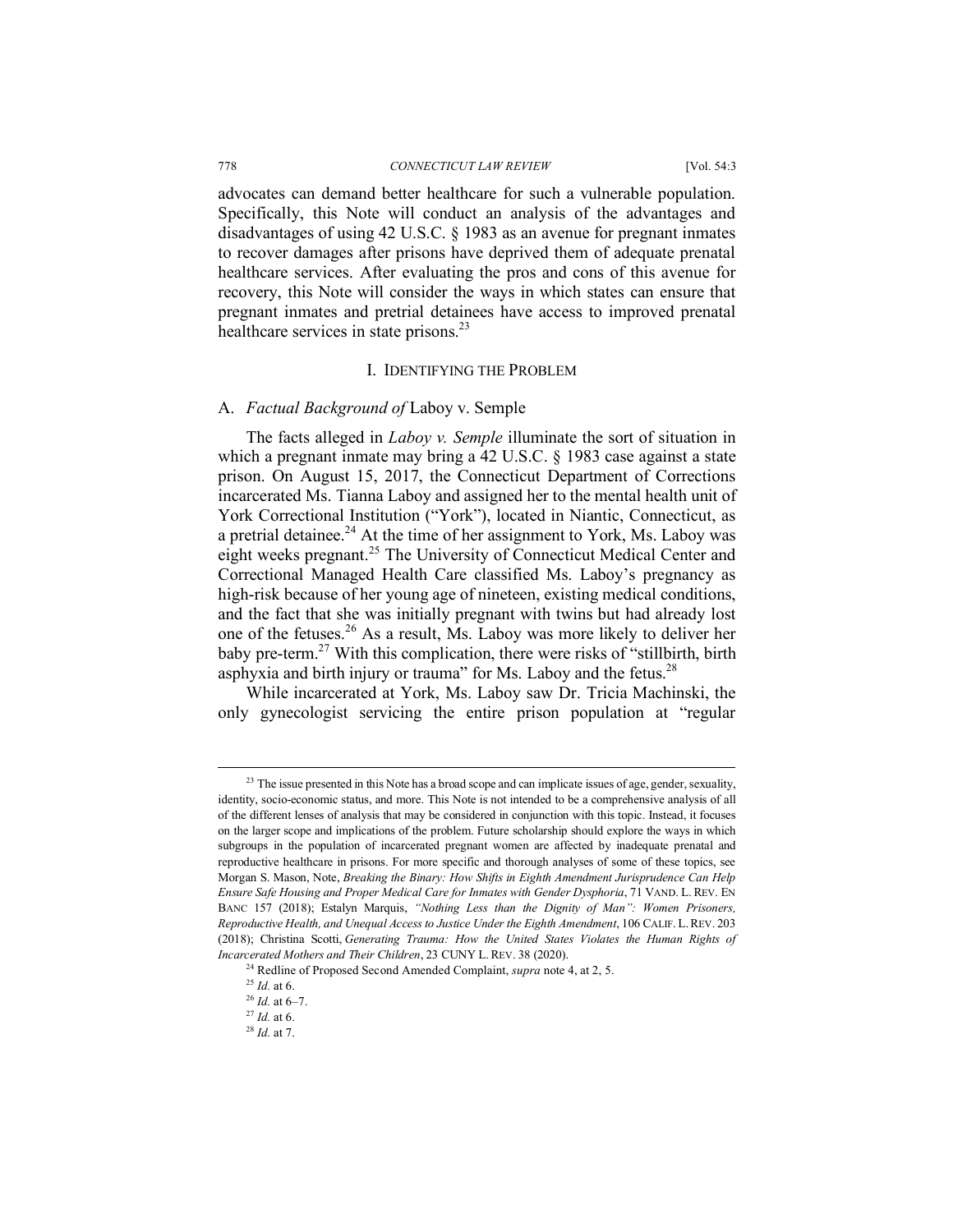advocates can demand better healthcare for such a vulnerable population. Specifically, this Note will conduct an analysis of the advantages and disadvantages of using 42 U.S.C. § 1983 as an avenue for pregnant inmates to recover damages after prisons have deprived them of adequate prenatal healthcare services. After evaluating the pros and cons of this avenue for recovery, this Note will consider the ways in which states can ensure that pregnant inmates and pretrial detainees have access to improved prenatal healthcare services in state prisons.[23]

## I. IDENTIFYING THE PROBLEM

### A. *Factual Background of* Laboy v. Semple

The facts alleged in *Laboy v. Semple* illuminate the sort of situation in which a pregnant inmate may bring a 42 U.S.C. § 1983 case against a state prison. On August 15, 2017, the Connecticut Department of Corrections incarcerated Ms. Tianna Laboy and assigned her to the mental health unit of York Correctional Institution ("York"), located in Niantic, Connecticut, as a pretrial detainee.[24] At the time of her assignment to York, Ms. Laboy was eight weeks pregnant.[25] The University of Connecticut Medical Center and Correctional Managed Health Care classified Ms. Laboy's pregnancy as high-risk because of her young age of nineteen, existing medical conditions, and the fact that she was initially pregnant with twins but had already lost one of the fetuses.[26] As a result, Ms. Laboy was more likely to deliver her baby pre-term.[27] With this complication, there were risks of "stillbirth, birth asphyxia and birth injury or trauma" for Ms. Laboy and the fetus.[28]

While incarcerated at York, Ms. Laboy saw Dr. Tricia Machinski, the only gynecologist servicing the entire prison population at "regular

---

[23] The issue presented in this Note has a broad scope and can implicate issues of age, gender, sexuality, identity, socio-economic status, and more. This Note is not intended to be a comprehensive analysis of all of the different lenses of analysis that may be considered in conjunction with this topic. Instead, it focuses on the larger scope and implications of the problem. Future scholarship should explore the ways in which subgroups in the population of incarcerated pregnant women are affected by inadequate prenatal and reproductive healthcare in prisons. For more specific and thorough analyses of some of these topics, see Morgan S. Mason, Note, *Breaking the Binary: How Shifts in Eighth Amendment Jurisprudence Can Help Ensure Safe Housing and Proper Medical Care for Inmates with Gender Dysphoria*, 71 VAND. L. REV. EN BANC 157 (2018); Estalyn Marquis, *"Nothing Less than the Dignity of Man": Women Prisoners, Reproductive Health, and Unequal Access to Justice Under the Eighth Amendment*, 106 CALIF. L. REV. 203 (2018); Christina Scotti, *Generating Trauma: How the United States Violates the Human Rights of Incarcerated Mothers and Their Children*, 23 CUNY L. REV. 38 (2020).

[24] Redline of Proposed Second Amended Complaint, *supra* note 4, at 2, 5.

[25] *Id.* at 6.

[26] *Id.* at 6–7.

[27] *Id.* at 6.

[28] *Id.* at 7.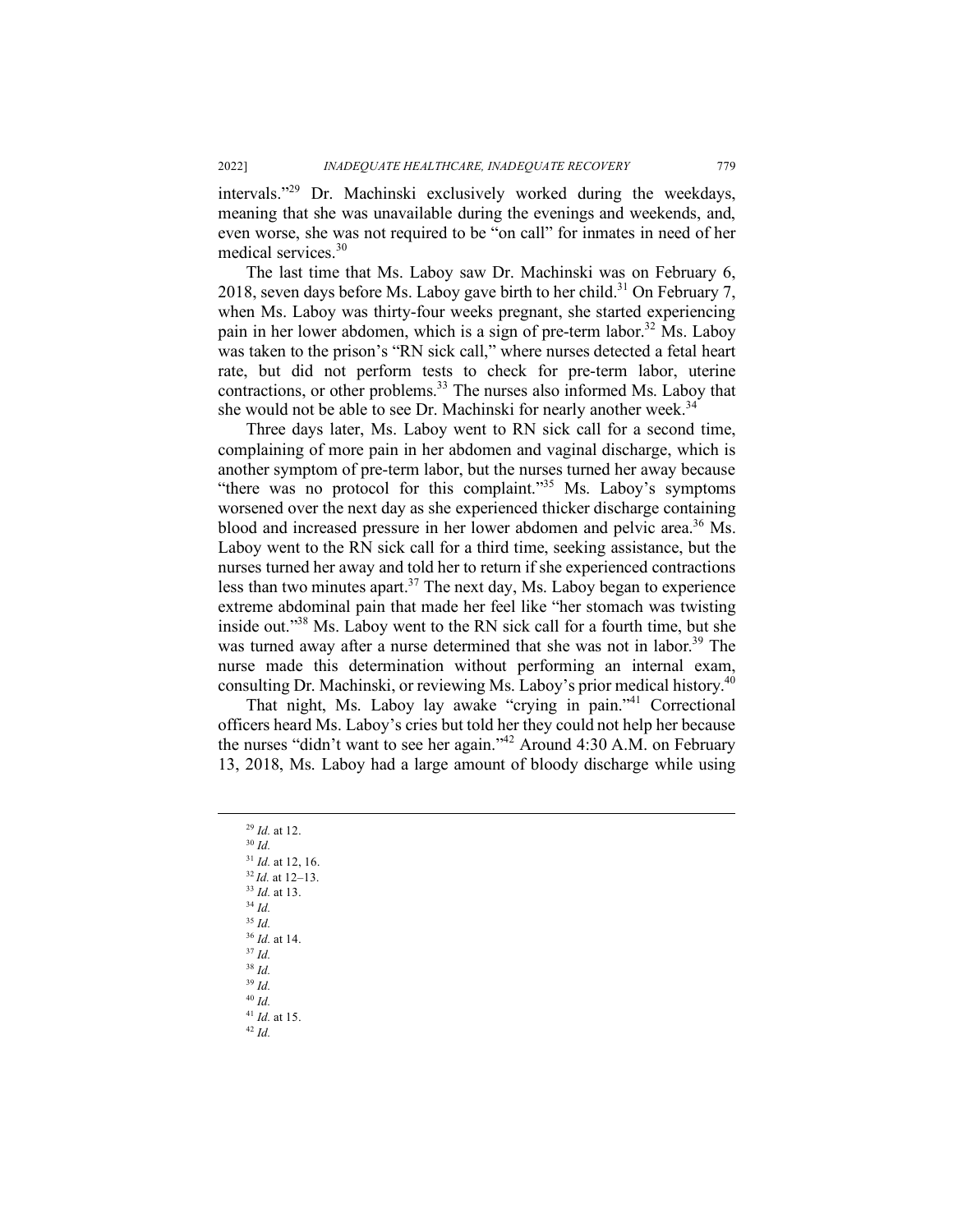intervals."[29] Dr. Machinski exclusively worked during the weekdays, meaning that she was unavailable during the evenings and weekends, and, even worse, she was not required to be "on call" for inmates in need of her medical services.[30]

The last time that Ms. Laboy saw Dr. Machinski was on February 6, 2018, seven days before Ms. Laboy gave birth to her child.[31] On February 7, when Ms. Laboy was thirty-four weeks pregnant, she started experiencing pain in her lower abdomen, which is a sign of pre-term labor.[32] Ms. Laboy was taken to the prison's "RN sick call," where nurses detected a fetal heart rate, but did not perform tests to check for pre-term labor, uterine contractions, or other problems.[33] The nurses also informed Ms. Laboy that she would not be able to see Dr. Machinski for nearly another week.[34]

Three days later, Ms. Laboy went to RN sick call for a second time, complaining of more pain in her abdomen and vaginal discharge, which is another symptom of pre-term labor, but the nurses turned her away because "there was no protocol for this complaint."[35] Ms. Laboy's symptoms worsened over the next day as she experienced thicker discharge containing blood and increased pressure in her lower abdomen and pelvic area.[36] Ms. Laboy went to the RN sick call for a third time, seeking assistance, but the nurses turned her away and told her to return if she experienced contractions less than two minutes apart.[37] The next day, Ms. Laboy began to experience extreme abdominal pain that made her feel like "her stomach was twisting inside out."[38] Ms. Laboy went to the RN sick call for a fourth time, but she was turned away after a nurse determined that she was not in labor.[39] The nurse made this determination without performing an internal exam, consulting Dr. Machinski, or reviewing Ms. Laboy's prior medical history.[40]

That night, Ms. Laboy lay awake "crying in pain."[41] Correctional officers heard Ms. Laboy's cries but told her they could not help her because the nurses "didn't want to see her again."[42] Around 4:30 A.M. on February 13, 2018, Ms. Laboy had a large amount of bloody discharge while using

---

[29] *Id.* at 12.
[30] *Id.*
[31] *Id.* at 12, 16.
[32] *Id.* at 12–13.
[33] *Id.* at 13.
[34] *Id.*
[35] *Id.*
[36] *Id.* at 14.
[37] *Id.*
[38] *Id.*
[39] *Id.*
[40] *Id.*
[41] *Id.* at 15.
[42] *Id.*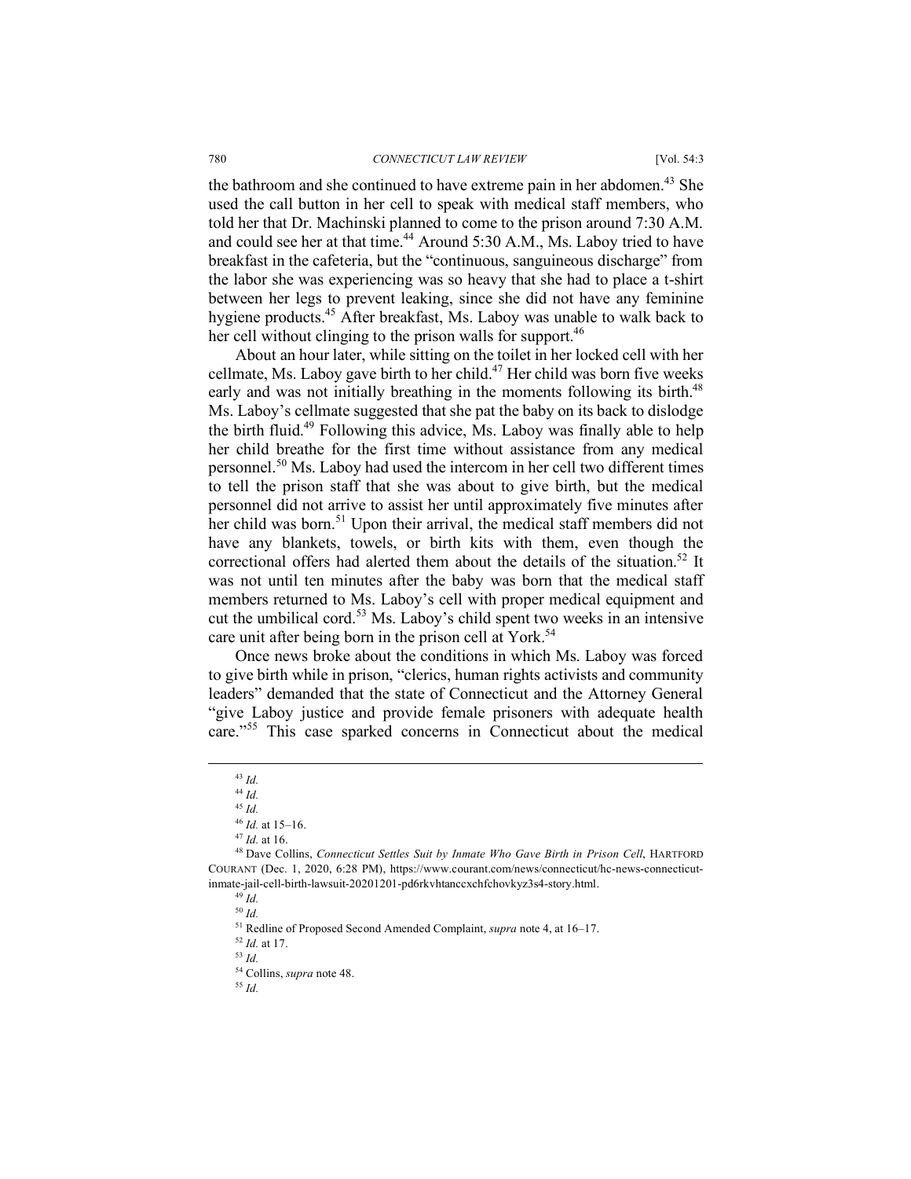the bathroom and she continued to have extreme pain in her abdomen.[43] She used the call button in her cell to speak with medical staff members, who told her that Dr. Machinski planned to come to the prison around 7:30 A.M. and could see her at that time.[44] Around 5:30 A.M., Ms. Laboy tried to have breakfast in the cafeteria, but the "continuous, sanguineous discharge" from the labor she was experiencing was so heavy that she had to place a t-shirt between her legs to prevent leaking, since she did not have any feminine hygiene products.[45] After breakfast, Ms. Laboy was unable to walk back to her cell without clinging to the prison walls for support.[46]

About an hour later, while sitting on the toilet in her locked cell with her cellmate, Ms. Laboy gave birth to her child.[47] Her child was born five weeks early and was not initially breathing in the moments following its birth.[48] Ms. Laboy's cellmate suggested that she pat the baby on its back to dislodge the birth fluid.[49] Following this advice, Ms. Laboy was finally able to help her child breathe for the first time without assistance from any medical personnel.[50] Ms. Laboy had used the intercom in her cell two different times to tell the prison staff that she was about to give birth, but the medical personnel did not arrive to assist her until approximately five minutes after her child was born.[51] Upon their arrival, the medical staff members did not have any blankets, towels, or birth kits with them, even though the correctional offers had alerted them about the details of the situation.[52] It was not until ten minutes after the baby was born that the medical staff members returned to Ms. Laboy's cell with proper medical equipment and cut the umbilical cord.[53] Ms. Laboy's child spent two weeks in an intensive care unit after being born in the prison cell at York.[54]

Once news broke about the conditions in which Ms. Laboy was forced to give birth while in prison, "clerics, human rights activists and community leaders" demanded that the state of Connecticut and the Attorney General "give Laboy justice and provide female prisoners with adequate health care."[55] This case sparked concerns in Connecticut about the medical

---

[43] *Id.*

[44] *Id.*

[45] *Id.*

[46] *Id.* at 15–16.

[47] *Id.* at 16.

[48] Dave Collins, *Connecticut Settles Suit by Inmate Who Gave Birth in Prison Cell*, HARTFORD COURANT (Dec. 1, 2020, 6:28 PM), https://www.courant.com/news/connecticut/hc-news-connecticut-inmate-jail-cell-birth-lawsuit-20201201-pd6rkvhtanccxchfchovkyz3s4-story.html.

[49] *Id.*

[50] *Id.*

[51] Redline of Proposed Second Amended Complaint, *supra* note 4, at 16–17.

[52] *Id.* at 17.

[53] *Id.*

[54] Collins, *supra* note 48.

[55] *Id.*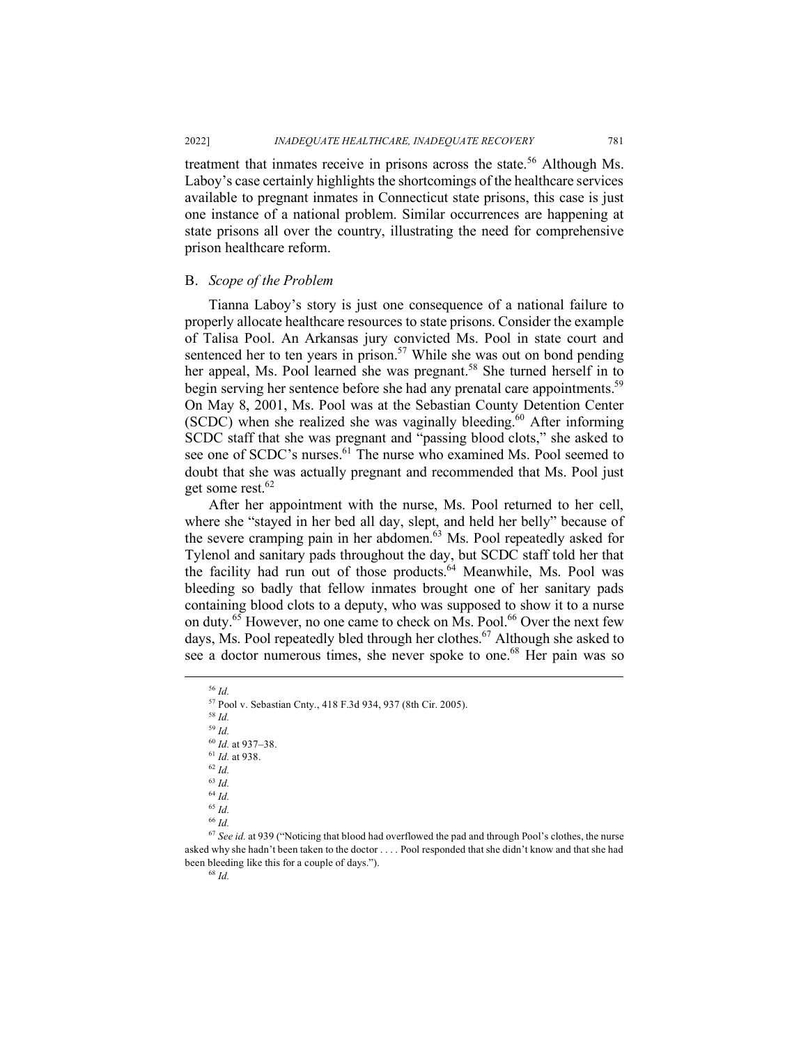treatment that inmates receive in prisons across the state.[56] Although Ms. Laboy's case certainly highlights the shortcomings of the healthcare services available to pregnant inmates in Connecticut state prisons, this case is just one instance of a national problem. Similar occurrences are happening at state prisons all over the country, illustrating the need for comprehensive prison healthcare reform.

### B. *Scope of the Problem*

Tianna Laboy's story is just one consequence of a national failure to properly allocate healthcare resources to state prisons. Consider the example of Talisa Pool. An Arkansas jury convicted Ms. Pool in state court and sentenced her to ten years in prison.[57] While she was out on bond pending her appeal, Ms. Pool learned she was pregnant.[58] She turned herself in to begin serving her sentence before she had any prenatal care appointments.[59] On May 8, 2001, Ms. Pool was at the Sebastian County Detention Center (SCDC) when she realized she was vaginally bleeding.[60] After informing SCDC staff that she was pregnant and "passing blood clots," she asked to see one of SCDC's nurses.[61] The nurse who examined Ms. Pool seemed to doubt that she was actually pregnant and recommended that Ms. Pool just get some rest.[62]

After her appointment with the nurse, Ms. Pool returned to her cell, where she "stayed in her bed all day, slept, and held her belly" because of the severe cramping pain in her abdomen.[63] Ms. Pool repeatedly asked for Tylenol and sanitary pads throughout the day, but SCDC staff told her that the facility had run out of those products.[64] Meanwhile, Ms. Pool was bleeding so badly that fellow inmates brought one of her sanitary pads containing blood clots to a deputy, who was supposed to show it to a nurse on duty.[65] However, no one came to check on Ms. Pool.[66] Over the next few days, Ms. Pool repeatedly bled through her clothes.[67] Although she asked to see a doctor numerous times, she never spoke to one.[68] Her pain was so

---

[56] *Id.*

[57] Pool v. Sebastian Cnty., 418 F.3d 934, 937 (8th Cir. 2005).

[58] *Id.*

[59] *Id.*

[60] *Id.* at 937–38.

[61] *Id.* at 938.

[62] *Id.*

[63] *Id.*

[64] *Id.*

[65] *Id.*

[66] *Id.*

[67] *See id.* at 939 ("Noticing that blood had overflowed the pad and through Pool's clothes, the nurse asked why she hadn't been taken to the doctor . . . . Pool responded that she didn't know and that she had been bleeding like this for a couple of days.").

[68] *Id.*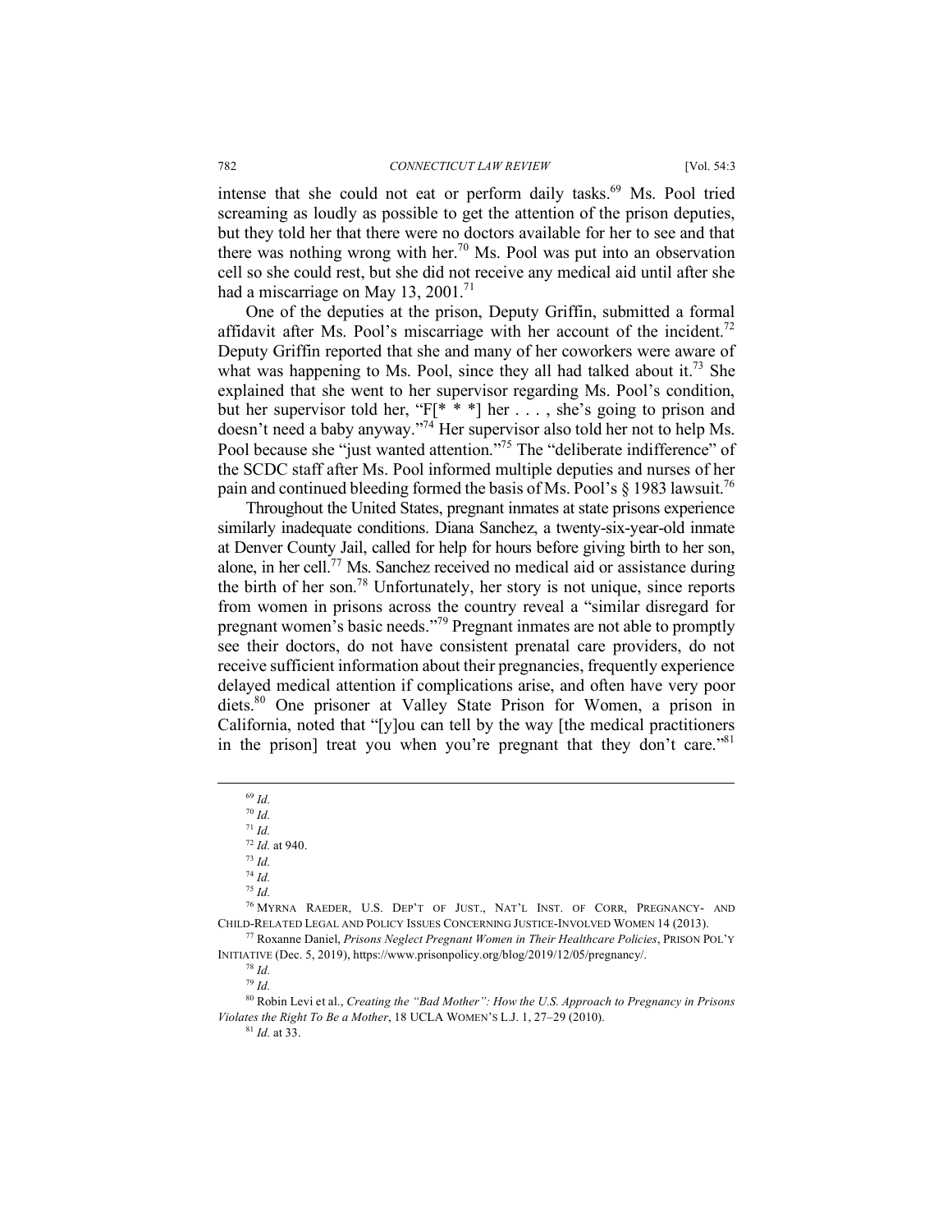intense that she could not eat or perform daily tasks.[69] Ms. Pool tried screaming as loudly as possible to get the attention of the prison deputies, but they told her that there were no doctors available for her to see and that there was nothing wrong with her.[70] Ms. Pool was put into an observation cell so she could rest, but she did not receive any medical aid until after she had a miscarriage on May 13, 2001.[71]

One of the deputies at the prison, Deputy Griffin, submitted a formal affidavit after Ms. Pool's miscarriage with her account of the incident.[72] Deputy Griffin reported that she and many of her coworkers were aware of what was happening to Ms. Pool, since they all had talked about it.[73] She explained that she went to her supervisor regarding Ms. Pool's condition, but her supervisor told her, "F[* * *] her . . . , she's going to prison and doesn't need a baby anyway."[74] Her supervisor also told her not to help Ms. Pool because she "just wanted attention."[75] The "deliberate indifference" of the SCDC staff after Ms. Pool informed multiple deputies and nurses of her pain and continued bleeding formed the basis of Ms. Pool's § 1983 lawsuit.[76]

Throughout the United States, pregnant inmates at state prisons experience similarly inadequate conditions. Diana Sanchez, a twenty-six-year-old inmate at Denver County Jail, called for help for hours before giving birth to her son, alone, in her cell.[77] Ms. Sanchez received no medical aid or assistance during the birth of her son.[78] Unfortunately, her story is not unique, since reports from women in prisons across the country reveal a "similar disregard for pregnant women's basic needs."[79] Pregnant inmates are not able to promptly see their doctors, do not have consistent prenatal care providers, do not receive sufficient information about their pregnancies, frequently experience delayed medical attention if complications arise, and often have very poor diets.[80] One prisoner at Valley State Prison for Women, a prison in California, noted that "[y]ou can tell by the way [the medical practitioners in the prison] treat you when you're pregnant that they don't care."[81]

---

[69] *Id.*

[70] *Id.*

[71] *Id.*

[72] *Id.* at 940.

[73] *Id.*

[74] *Id.*

[75] *Id.*

[76] MYRNA RAEDER, U.S. DEP'T OF JUST., NAT'L INST. OF CORR, PREGNANCY- AND CHILD-RELATED LEGAL AND POLICY ISSUES CONCERNING JUSTICE-INVOLVED WOMEN 14 (2013).

[77] Roxanne Daniel, *Prisons Neglect Pregnant Women in Their Healthcare Policies*, PRISON POL'Y INITIATIVE (Dec. 5, 2019), https://www.prisonpolicy.org/blog/2019/12/05/pregnancy/.

[78] *Id.*

[79] *Id.*

[80] Robin Levi et al., *Creating the "Bad Mother": How the U.S. Approach to Pregnancy in Prisons Violates the Right To Be a Mother*, 18 UCLA WOMEN'S L.J. 1, 27–29 (2010).

[81] *Id.* at 33.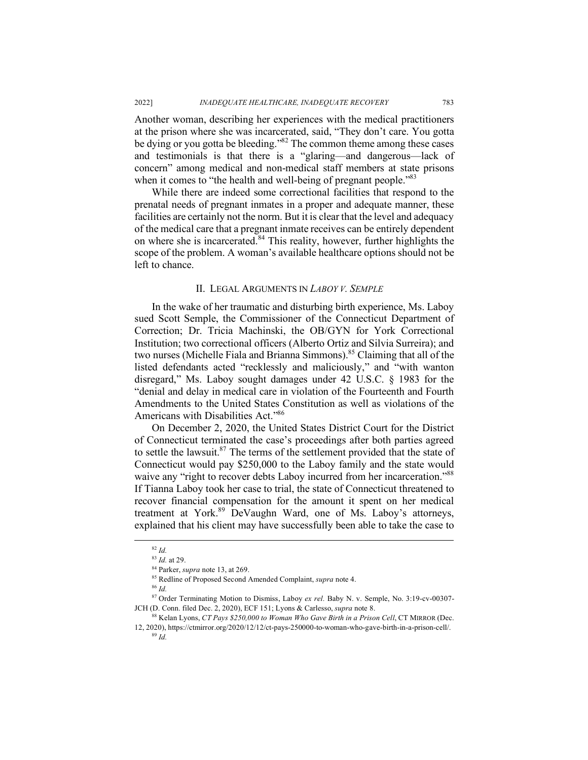Another woman, describing her experiences with the medical practitioners at the prison where she was incarcerated, said, "They don't care. You gotta be dying or you gotta be bleeding."[82] The common theme among these cases and testimonials is that there is a "glaring—and dangerous—lack of concern" among medical and non-medical staff members at state prisons when it comes to "the health and well-being of pregnant people."[83]

While there are indeed some correctional facilities that respond to the prenatal needs of pregnant inmates in a proper and adequate manner, these facilities are certainly not the norm. But it is clear that the level and adequacy of the medical care that a pregnant inmate receives can be entirely dependent on where she is incarcerated.[84] This reality, however, further highlights the scope of the problem. A woman's available healthcare options should not be left to chance.

## II. LEGAL ARGUMENTS IN *LABOY V. SEMPLE*

In the wake of her traumatic and disturbing birth experience, Ms. Laboy sued Scott Semple, the Commissioner of the Connecticut Department of Correction; Dr. Tricia Machinski, the OB/GYN for York Correctional Institution; two correctional officers (Alberto Ortiz and Silvia Surreira); and two nurses (Michelle Fiala and Brianna Simmons).[85] Claiming that all of the listed defendants acted "recklessly and maliciously," and "with wanton disregard," Ms. Laboy sought damages under 42 U.S.C. § 1983 for the "denial and delay in medical care in violation of the Fourteenth and Fourth Amendments to the United States Constitution as well as violations of the Americans with Disabilities Act."[86]

On December 2, 2020, the United States District Court for the District of Connecticut terminated the case's proceedings after both parties agreed to settle the lawsuit.[87] The terms of the settlement provided that the state of Connecticut would pay $250,000 to the Laboy family and the state would waive any "right to recover debts Laboy incurred from her incarceration."[88] If Tianna Laboy took her case to trial, the state of Connecticut threatened to recover financial compensation for the amount it spent on her medical treatment at York.[89] DeVaughn Ward, one of Ms. Laboy's attorneys, explained that his client may have successfully been able to take the case to

---

[82] *Id.*

[83] *Id.* at 29.

[84] Parker, *supra* note 13, at 269.

[85] Redline of Proposed Second Amended Complaint, *supra* note 4.

[86] *Id.*

[87] Order Terminating Motion to Dismiss, Laboy *ex rel.* Baby N. v. Semple, No. 3:19-cv-00307-JCH (D. Conn. filed Dec. 2, 2020), ECF 151; Lyons & Carlesso, *supra* note 8.

[88] Kelan Lyons, *CT Pays $250,000 to Woman Who Gave Birth in a Prison Cell*, CT MIRROR (Dec. 12, 2020), https://ctmirror.org/2020/12/12/ct-pays-250000-to-woman-who-gave-birth-in-a-prison-cell/.

[89] *Id.*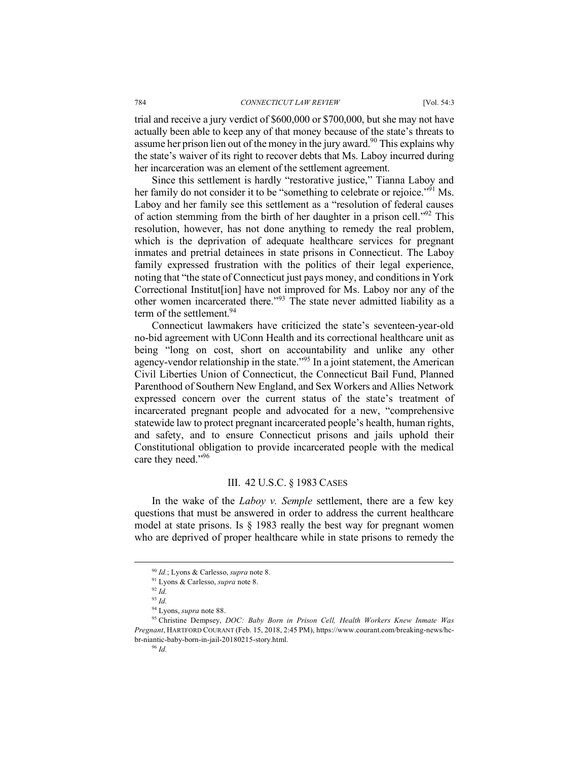trial and receive a jury verdict of $600,000 or $700,000, but she may not have actually been able to keep any of that money because of the state's threats to assume her prison lien out of the money in the jury award.[90] This explains why the state's waiver of its right to recover debts that Ms. Laboy incurred during her incarceration was an element of the settlement agreement.

Since this settlement is hardly "restorative justice," Tianna Laboy and her family do not consider it to be "something to celebrate or rejoice."[91] Ms. Laboy and her family see this settlement as a "resolution of federal causes of action stemming from the birth of her daughter in a prison cell."[92] This resolution, however, has not done anything to remedy the real problem, which is the deprivation of adequate healthcare services for pregnant inmates and pretrial detainees in state prisons in Connecticut. The Laboy family expressed frustration with the politics of their legal experience, noting that "the state of Connecticut just pays money, and conditions in York Correctional Institut[ion] have not improved for Ms. Laboy nor any of the other women incarcerated there."[93] The state never admitted liability as a term of the settlement.[94]

Connecticut lawmakers have criticized the state's seventeen-year-old no-bid agreement with UConn Health and its correctional healthcare unit as being "long on cost, short on accountability and unlike any other agency-vendor relationship in the state."[95] In a joint statement, the American Civil Liberties Union of Connecticut, the Connecticut Bail Fund, Planned Parenthood of Southern New England, and Sex Workers and Allies Network expressed concern over the current status of the state's treatment of incarcerated pregnant people and advocated for a new, "comprehensive statewide law to protect pregnant incarcerated people's health, human rights, and safety, and to ensure Connecticut prisons and jails uphold their Constitutional obligation to provide incarcerated people with the medical care they need."[96]

## III. 42 U.S.C. § 1983 CASES

In the wake of the *Laboy v. Semple* settlement, there are a few key questions that must be answered in order to address the current healthcare model at state prisons. Is § 1983 really the best way for pregnant women who are deprived of proper healthcare while in state prisons to remedy the

---

[90] *Id.*; Lyons & Carlesso, *supra* note 8.

[91] Lyons & Carlesso, *supra* note 8.

[92] *Id.*

[93] *Id.*

[94] Lyons, *supra* note 88.

[95] Christine Dempsey, *DOC: Baby Born in Prison Cell, Health Workers Knew Inmate Was Pregnant*, HARTFORD COURANT (Feb. 15, 2018, 2:45 PM), https://www.courant.com/breaking-news/hc-br-niantic-baby-born-in-jail-20180215-story.html.

[96] *Id.*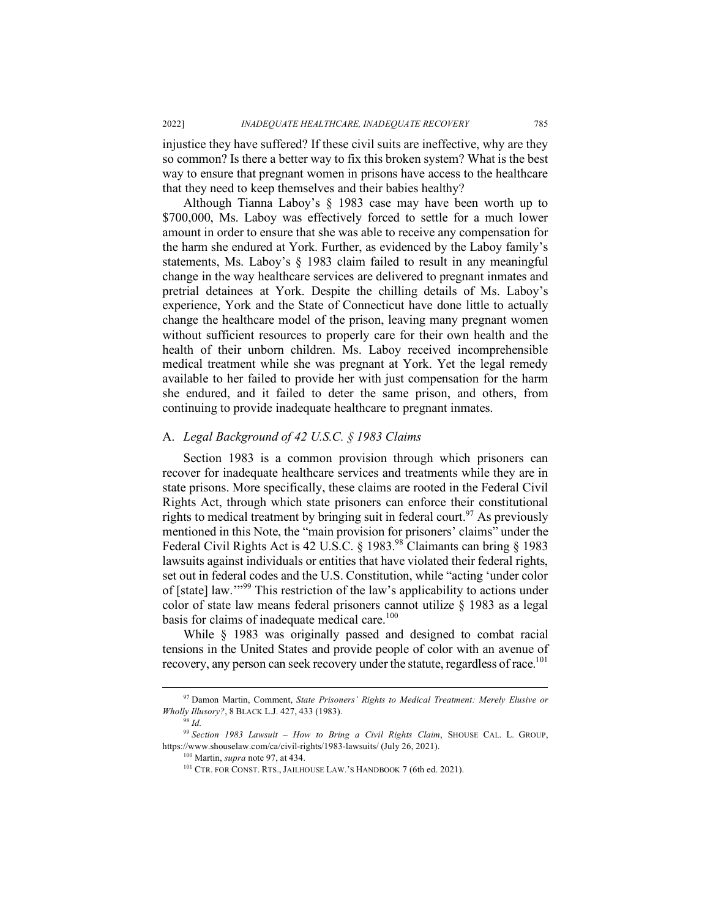injustice they have suffered? If these civil suits are ineffective, why are they so common? Is there a better way to fix this broken system? What is the best way to ensure that pregnant women in prisons have access to the healthcare that they need to keep themselves and their babies healthy?

Although Tianna Laboy's § 1983 case may have been worth up to $700,000, Ms. Laboy was effectively forced to settle for a much lower amount in order to ensure that she was able to receive any compensation for the harm she endured at York. Further, as evidenced by the Laboy family's statements, Ms. Laboy's § 1983 claim failed to result in any meaningful change in the way healthcare services are delivered to pregnant inmates and pretrial detainees at York. Despite the chilling details of Ms. Laboy's experience, York and the State of Connecticut have done little to actually change the healthcare model of the prison, leaving many pregnant women without sufficient resources to properly care for their own health and the health of their unborn children. Ms. Laboy received incomprehensible medical treatment while she was pregnant at York. Yet the legal remedy available to her failed to provide her with just compensation for the harm she endured, and it failed to deter the same prison, and others, from continuing to provide inadequate healthcare to pregnant inmates.

## A. *Legal Background of 42 U.S.C. § 1983 Claims*

Section 1983 is a common provision through which prisoners can recover for inadequate healthcare services and treatments while they are in state prisons. More specifically, these claims are rooted in the Federal Civil Rights Act, through which state prisoners can enforce their constitutional rights to medical treatment by bringing suit in federal court.[97] As previously mentioned in this Note, the "main provision for prisoners' claims" under the Federal Civil Rights Act is 42 U.S.C. § 1983.[98] Claimants can bring § 1983 lawsuits against individuals or entities that have violated their federal rights, set out in federal codes and the U.S. Constitution, while "acting 'under color of [state] law.'"[99] This restriction of the law's applicability to actions under color of state law means federal prisoners cannot utilize § 1983 as a legal basis for claims of inadequate medical care.[100]

While § 1983 was originally passed and designed to combat racial tensions in the United States and provide people of color with an avenue of recovery, any person can seek recovery under the statute, regardless of race.[101]

---

[97] Damon Martin, Comment, *State Prisoners' Rights to Medical Treatment: Merely Elusive or Wholly Illusory?*, 8 BLACK L.J. 427, 433 (1983).

[98] *Id.*

[99] *Section 1983 Lawsuit – How to Bring a Civil Rights Claim*, SHOUSE CAL. L. GROUP, https://www.shouselaw.com/ca/civil-rights/1983-lawsuits/ (July 26, 2021).

[100] Martin, *supra* note 97, at 434.

[101] CTR. FOR CONST. RTS., JAILHOUSE LAW.'S HANDBOOK 7 (6th ed. 2021).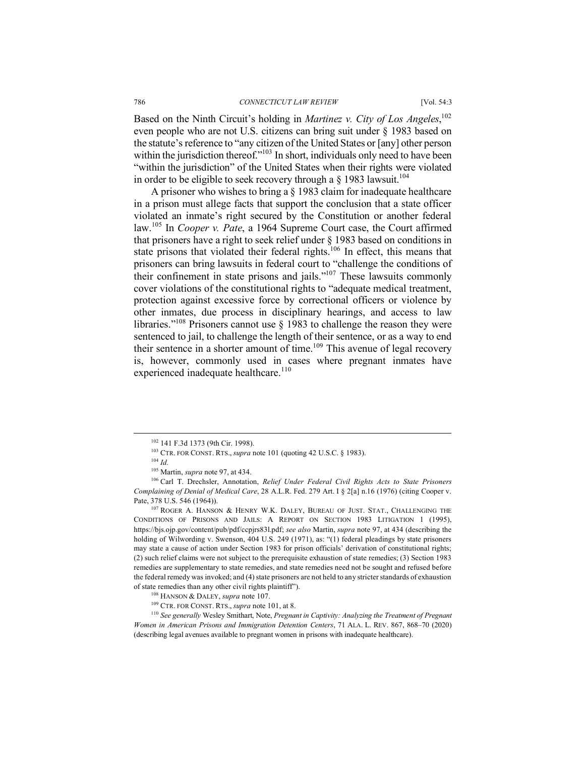Based on the Ninth Circuit's holding in *Martinez v. City of Los Angeles*,[102] even people who are not U.S. citizens can bring suit under § 1983 based on the statute's reference to "any citizen of the United States or [any] other person within the jurisdiction thereof."[103] In short, individuals only need to have been "within the jurisdiction" of the United States when their rights were violated in order to be eligible to seek recovery through a § 1983 lawsuit.[104]

A prisoner who wishes to bring a § 1983 claim for inadequate healthcare in a prison must allege facts that support the conclusion that a state officer violated an inmate's right secured by the Constitution or another federal law.[105] In *Cooper v. Pate*, a 1964 Supreme Court case, the Court affirmed that prisoners have a right to seek relief under § 1983 based on conditions in state prisons that violated their federal rights.[106] In effect, this means that prisoners can bring lawsuits in federal court to "challenge the conditions of their confinement in state prisons and jails."[107] These lawsuits commonly cover violations of the constitutional rights to "adequate medical treatment, protection against excessive force by correctional officers or violence by other inmates, due process in disciplinary hearings, and access to law libraries."[108] Prisoners cannot use § 1983 to challenge the reason they were sentenced to jail, to challenge the length of their sentence, or as a way to end their sentence in a shorter amount of time.[109] This avenue of legal recovery is, however, commonly used in cases where pregnant inmates have experienced inadequate healthcare.[110]

---

[102] 141 F.3d 1373 (9th Cir. 1998).

[103] CTR. FOR CONST. RTS., *supra* note 101 (quoting 42 U.S.C. § 1983).

[104] *Id.*

[105] Martin, *supra* note 97, at 434.

[106] Carl T. Drechsler, Annotation, *Relief Under Federal Civil Rights Acts to State Prisoners Complaining of Denial of Medical Care*, 28 A.L.R. Fed. 279 Art. I § 2[a] n.16 (1976) (citing Cooper v. Pate, 378 U.S. 546 (1964)).

[107] ROGER A. HANSON & HENRY W.K. DALEY, BUREAU OF JUST. STAT., CHALLENGING THE CONDITIONS OF PRISONS AND JAILS: A REPORT ON SECTION 1983 LITIGATION 1 (1995), https://bjs.ojp.gov/content/pub/pdf/ccpjrs83l.pdf; *see also* Martin, *supra* note 97, at 434 (describing the holding of Wilwording v. Swenson, 404 U.S. 249 (1971), as: "(1) federal pleadings by state prisoners may state a cause of action under Section 1983 for prison officials' derivation of constitutional rights; (2) such relief claims were not subject to the prerequisite exhaustion of state remedies; (3) Section 1983 remedies are supplementary to state remedies, and state remedies need not be sought and refused before the federal remedy was invoked; and (4) state prisoners are not held to any stricter standards of exhaustion of state remedies than any other civil rights plaintiff").

[108] HANSON & DALEY, *supra* note 107.

[109] CTR. FOR CONST. RTS., *supra* note 101, at 8.

[110] *See generally* Wesley Smithart, Note, *Pregnant in Captivity: Analyzing the Treatment of Pregnant Women in American Prisons and Immigration Detention Centers*, 71 ALA. L. REV. 867, 868–70 (2020) (describing legal avenues available to pregnant women in prisons with inadequate healthcare).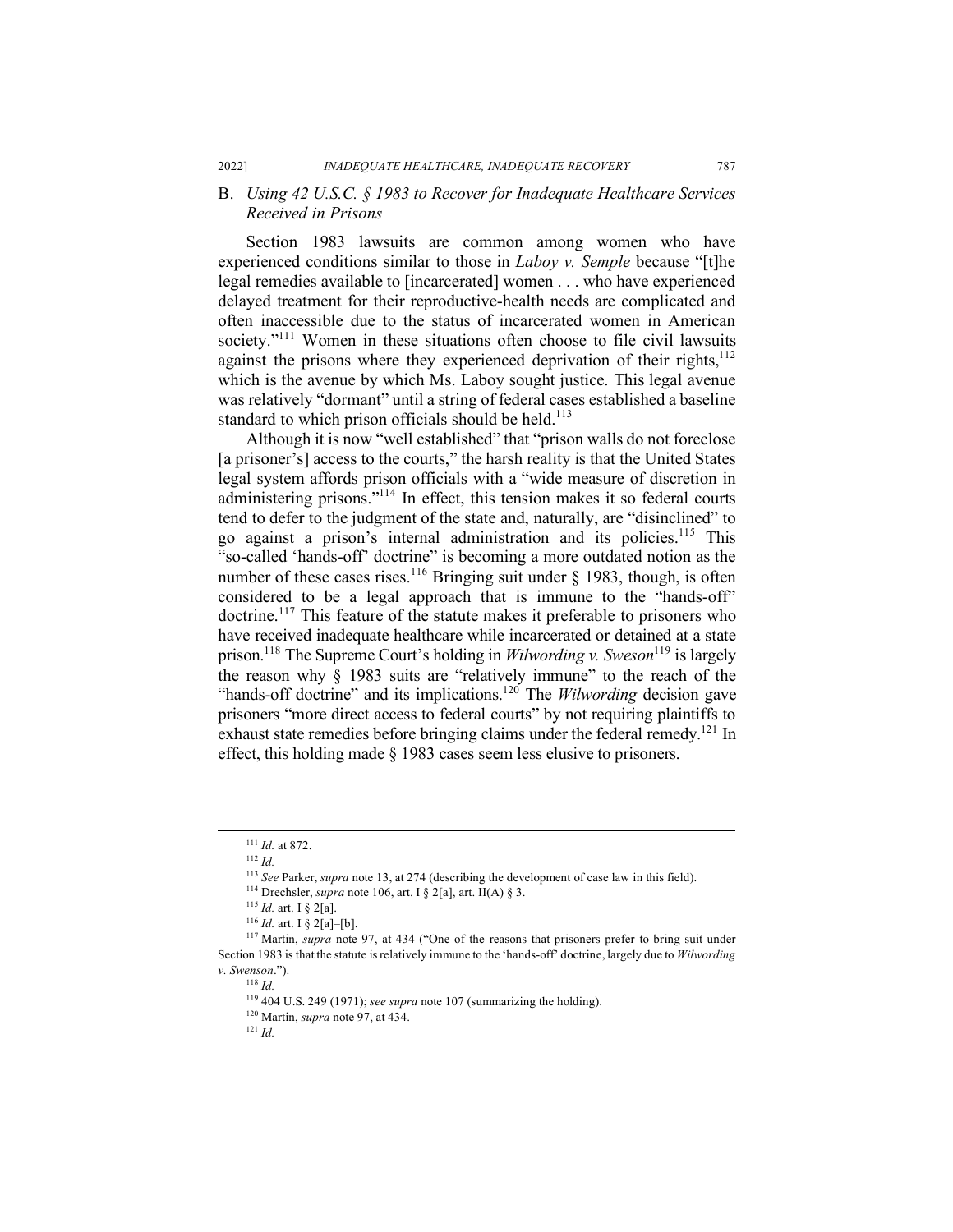### B. *Using 42 U.S.C. § 1983 to Recover for Inadequate Healthcare Services Received in Prisons*

Section 1983 lawsuits are common among women who have experienced conditions similar to those in *Laboy v. Semple* because "[t]he legal remedies available to [incarcerated] women . . . who have experienced delayed treatment for their reproductive-health needs are complicated and often inaccessible due to the status of incarcerated women in American society."[111] Women in these situations often choose to file civil lawsuits against the prisons where they experienced deprivation of their rights,[112] which is the avenue by which Ms. Laboy sought justice. This legal avenue was relatively "dormant" until a string of federal cases established a baseline standard to which prison officials should be held.[113]

Although it is now "well established" that "prison walls do not foreclose [a prisoner's] access to the courts," the harsh reality is that the United States legal system affords prison officials with a "wide measure of discretion in administering prisons."[114] In effect, this tension makes it so federal courts tend to defer to the judgment of the state and, naturally, are "disinclined" to go against a prison's internal administration and its policies.[115] This "so-called 'hands-off' doctrine" is becoming a more outdated notion as the number of these cases rises.[116] Bringing suit under § 1983, though, is often considered to be a legal approach that is immune to the "hands-off" doctrine.[117] This feature of the statute makes it preferable to prisoners who have received inadequate healthcare while incarcerated or detained at a state prison.[118] The Supreme Court's holding in *Wilwording v. Sweson*[119] is largely the reason why § 1983 suits are "relatively immune" to the reach of the "hands-off doctrine" and its implications.[120] The *Wilwording* decision gave prisoners "more direct access to federal courts" by not requiring plaintiffs to exhaust state remedies before bringing claims under the federal remedy.[121] In effect, this holding made § 1983 cases seem less elusive to prisoners.

---

[111] *Id.* at 872.

[112] *Id.*

[113] *See* Parker, *supra* note 13, at 274 (describing the development of case law in this field).

[114] Drechsler, *supra* note 106, art. I § 2[a], art. II(A) § 3.

[115] *Id.* art. I § 2[a].

[116] *Id.* art. I § 2[a]–[b].

[117] Martin, *supra* note 97, at 434 ("One of the reasons that prisoners prefer to bring suit under Section 1983 is that the statute is relatively immune to the 'hands-off' doctrine, largely due to *Wilwording v. Swenson*.").

[118] *Id.*

[119] 404 U.S. 249 (1971); *see supra* note 107 (summarizing the holding).

[120] Martin, *supra* note 97, at 434.

[121] *Id.*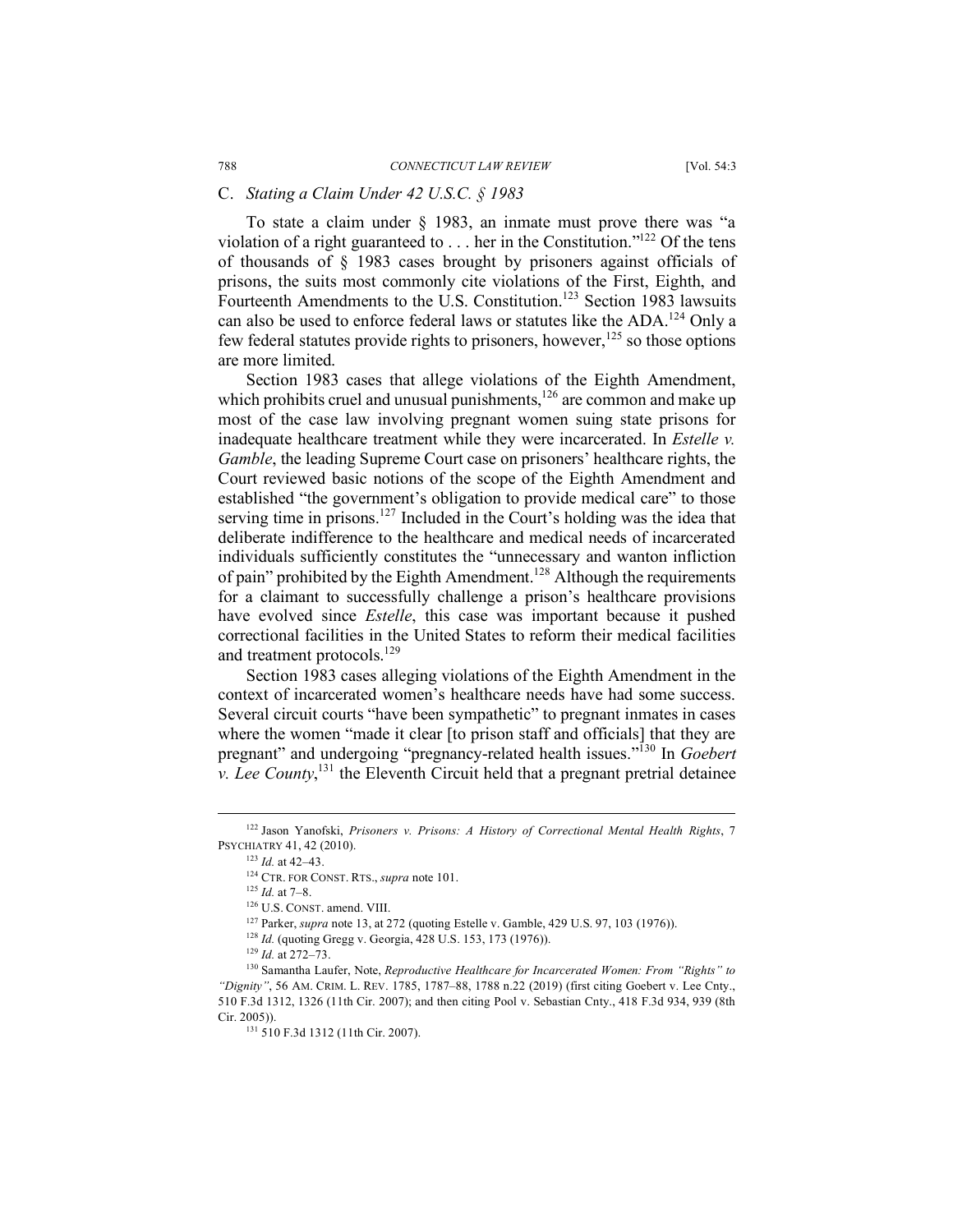### C. *Stating a Claim Under 42 U.S.C. § 1983*

To state a claim under § 1983, an inmate must prove there was "a violation of a right guaranteed to . . . her in the Constitution."[122] Of the tens of thousands of § 1983 cases brought by prisoners against officials of prisons, the suits most commonly cite violations of the First, Eighth, and Fourteenth Amendments to the U.S. Constitution.[123] Section 1983 lawsuits can also be used to enforce federal laws or statutes like the ADA.[124] Only a few federal statutes provide rights to prisoners, however,[125] so those options are more limited.

Section 1983 cases that allege violations of the Eighth Amendment, which prohibits cruel and unusual punishments,[126] are common and make up most of the case law involving pregnant women suing state prisons for inadequate healthcare treatment while they were incarcerated. In *Estelle v. Gamble*, the leading Supreme Court case on prisoners' healthcare rights, the Court reviewed basic notions of the scope of the Eighth Amendment and established "the government's obligation to provide medical care" to those serving time in prisons.[127] Included in the Court's holding was the idea that deliberate indifference to the healthcare and medical needs of incarcerated individuals sufficiently constitutes the "unnecessary and wanton infliction of pain" prohibited by the Eighth Amendment.[128] Although the requirements for a claimant to successfully challenge a prison's healthcare provisions have evolved since *Estelle*, this case was important because it pushed correctional facilities in the United States to reform their medical facilities and treatment protocols.[129]

Section 1983 cases alleging violations of the Eighth Amendment in the context of incarcerated women's healthcare needs have had some success. Several circuit courts "have been sympathetic" to pregnant inmates in cases where the women "made it clear [to prison staff and officials] that they are pregnant" and undergoing "pregnancy-related health issues."[130] In *Goebert v. Lee County*,[131] the Eleventh Circuit held that a pregnant pretrial detainee

---

[122] Jason Yanofski, *Prisoners v. Prisons: A History of Correctional Mental Health Rights*, 7 PSYCHIATRY 41, 42 (2010).

[123] *Id.* at 42–43.

[124] CTR. FOR CONST. RTS., *supra* note 101.

[125] *Id.* at 7–8.

[126] U.S. CONST. amend. VIII.

[127] Parker, *supra* note 13, at 272 (quoting Estelle v. Gamble, 429 U.S. 97, 103 (1976)).

[128] *Id.* (quoting Gregg v. Georgia, 428 U.S. 153, 173 (1976)).

[129] *Id.* at 272–73.

[130] Samantha Laufer, Note, *Reproductive Healthcare for Incarcerated Women: From "Rights" to "Dignity"*, 56 AM. CRIM. L. REV. 1785, 1787–88, 1788 n.22 (2019) (first citing Goebert v. Lee Cnty., 510 F.3d 1312, 1326 (11th Cir. 2007); and then citing Pool v. Sebastian Cnty., 418 F.3d 934, 939 (8th Cir. 2005)).

[131] 510 F.3d 1312 (11th Cir. 2007).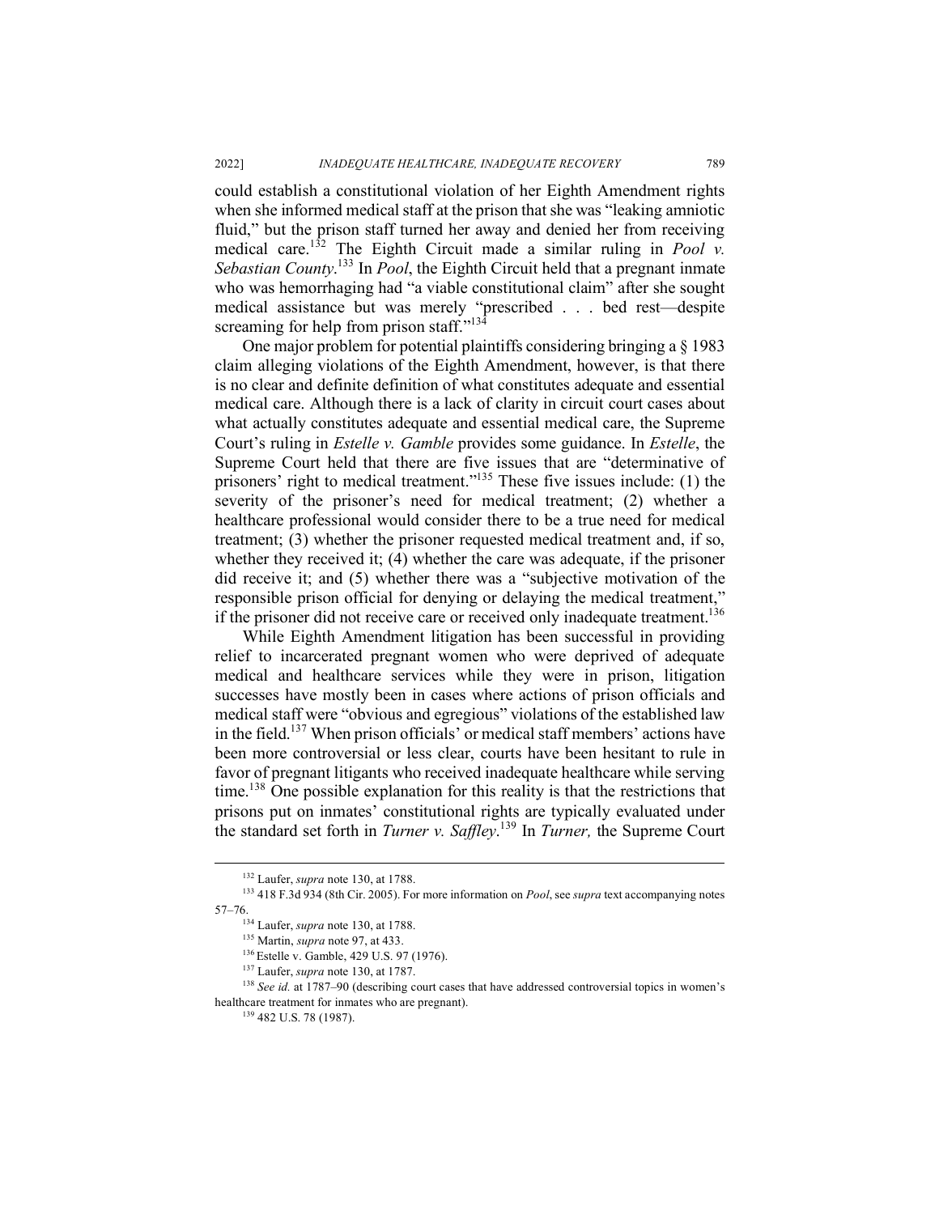could establish a constitutional violation of her Eighth Amendment rights when she informed medical staff at the prison that she was "leaking amniotic fluid," but the prison staff turned her away and denied her from receiving medical care.[132] The Eighth Circuit made a similar ruling in *Pool v. Sebastian County*.[133] In *Pool*, the Eighth Circuit held that a pregnant inmate who was hemorrhaging had "a viable constitutional claim" after she sought medical assistance but was merely "prescribed . . . bed rest—despite screaming for help from prison staff."[134]

One major problem for potential plaintiffs considering bringing a § 1983 claim alleging violations of the Eighth Amendment, however, is that there is no clear and definite definition of what constitutes adequate and essential medical care. Although there is a lack of clarity in circuit court cases about what actually constitutes adequate and essential medical care, the Supreme Court's ruling in *Estelle v. Gamble* provides some guidance. In *Estelle*, the Supreme Court held that there are five issues that are "determinative of prisoners' right to medical treatment."[135] These five issues include: (1) the severity of the prisoner's need for medical treatment; (2) whether a healthcare professional would consider there to be a true need for medical treatment; (3) whether the prisoner requested medical treatment and, if so, whether they received it; (4) whether the care was adequate, if the prisoner did receive it; and (5) whether there was a "subjective motivation of the responsible prison official for denying or delaying the medical treatment," if the prisoner did not receive care or received only inadequate treatment.[136]

While Eighth Amendment litigation has been successful in providing relief to incarcerated pregnant women who were deprived of adequate medical and healthcare services while they were in prison, litigation successes have mostly been in cases where actions of prison officials and medical staff were "obvious and egregious" violations of the established law in the field.[137] When prison officials' or medical staff members' actions have been more controversial or less clear, courts have been hesitant to rule in favor of pregnant litigants who received inadequate healthcare while serving time.[138] One possible explanation for this reality is that the restrictions that prisons put on inmates' constitutional rights are typically evaluated under the standard set forth in *Turner v. Safley*.[139] In *Turner,* the Supreme Court

---

[132] Laufer, *supra* note 130, at 1788.

[133] 418 F.3d 934 (8th Cir. 2005). For more information on *Pool*, see *supra* text accompanying notes 57–76.

[134] Laufer, *supra* note 130, at 1788.

[135] Martin, *supra* note 97, at 433.

[136] Estelle v. Gamble, 429 U.S. 97 (1976).

[137] Laufer, *supra* note 130, at 1787.

[138] *See id.* at 1787–90 (describing court cases that have addressed controversial topics in women's healthcare treatment for inmates who are pregnant).

[139] 482 U.S. 78 (1987).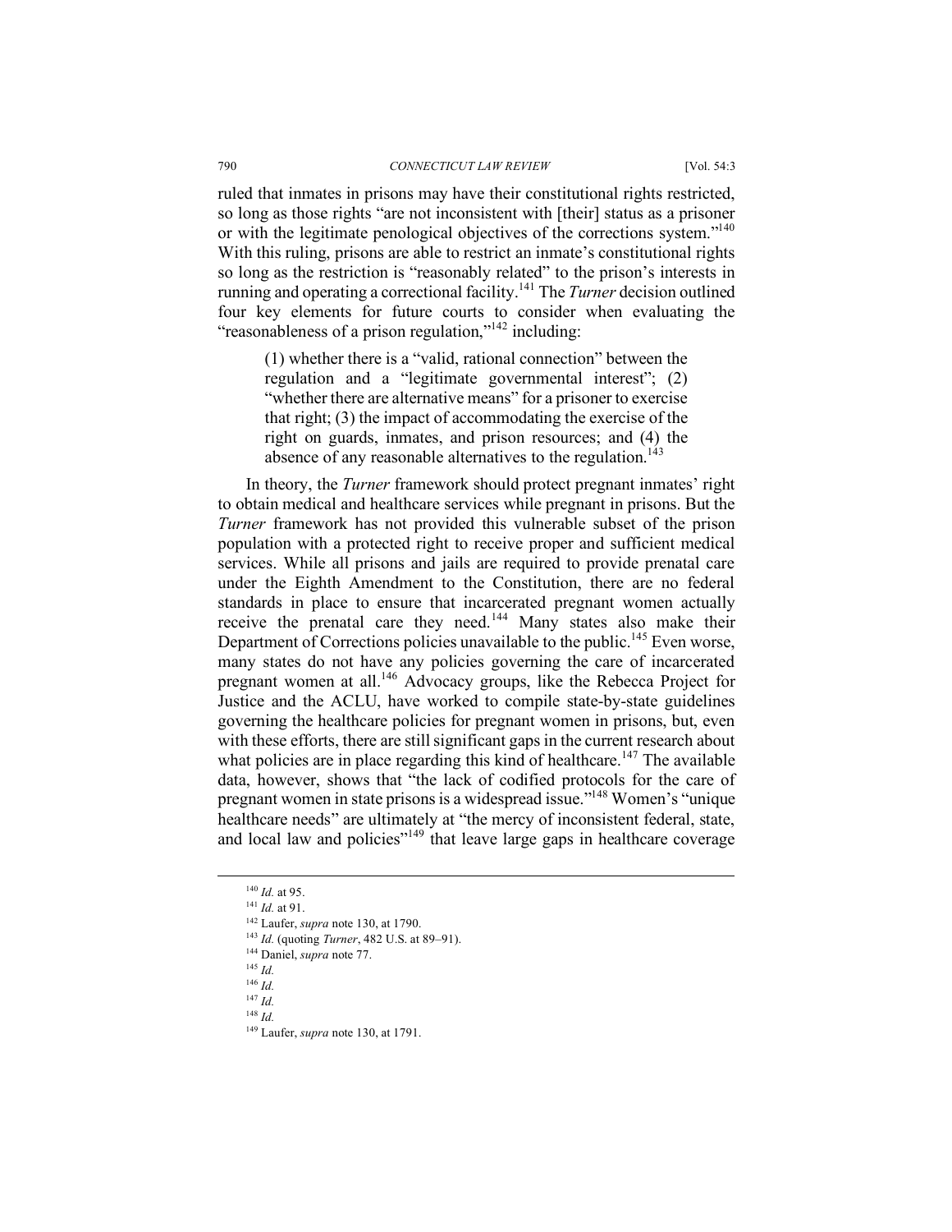ruled that inmates in prisons may have their constitutional rights restricted, so long as those rights "are not inconsistent with [their] status as a prisoner or with the legitimate penological objectives of the corrections system."[140] With this ruling, prisons are able to restrict an inmate's constitutional rights so long as the restriction is "reasonably related" to the prison's interests in running and operating a correctional facility.[141] The *Turner* decision outlined four key elements for future courts to consider when evaluating the "reasonableness of a prison regulation,"[142] including:

> (1) whether there is a "valid, rational connection" between the regulation and a "legitimate governmental interest"; (2) "whether there are alternative means" for a prisoner to exercise that right; (3) the impact of accommodating the exercise of the right on guards, inmates, and prison resources; and (4) the absence of any reasonable alternatives to the regulation.[143]

In theory, the *Turner* framework should protect pregnant inmates' right to obtain medical and healthcare services while pregnant in prisons. But the *Turner* framework has not provided this vulnerable subset of the prison population with a protected right to receive proper and sufficient medical services. While all prisons and jails are required to provide prenatal care under the Eighth Amendment to the Constitution, there are no federal standards in place to ensure that incarcerated pregnant women actually receive the prenatal care they need.[144] Many states also make their Department of Corrections policies unavailable to the public.[145] Even worse, many states do not have any policies governing the care of incarcerated pregnant women at all.[146] Advocacy groups, like the Rebecca Project for Justice and the ACLU, have worked to compile state-by-state guidelines governing the healthcare policies for pregnant women in prisons, but, even with these efforts, there are still significant gaps in the current research about what policies are in place regarding this kind of healthcare.[147] The available data, however, shows that "the lack of codified protocols for the care of pregnant women in state prisons is a widespread issue."[148] Women's "unique healthcare needs" are ultimately at "the mercy of inconsistent federal, state, and local law and policies"[149] that leave large gaps in healthcare coverage

---

[140] *Id.* at 95.
[141] *Id.* at 91.
[142] Laufer, *supra* note 130, at 1790.
[143] *Id.* (quoting *Turner*, 482 U.S. at 89–91).
[144] Daniel, *supra* note 77.
[145] *Id.*
[146] *Id.*
[147] *Id.*
[148] *Id.*
[149] Laufer, *supra* note 130, at 1791.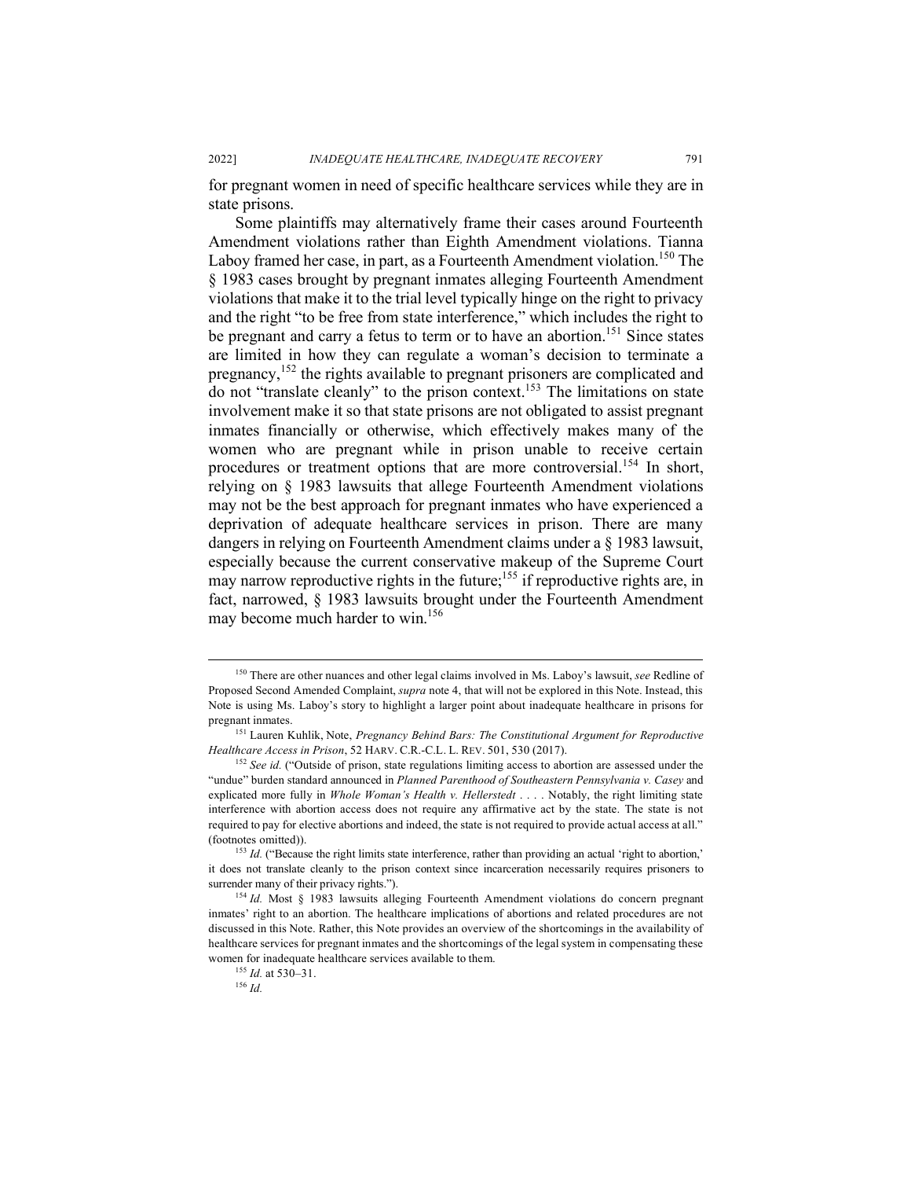for pregnant women in need of specific healthcare services while they are in state prisons.

Some plaintiffs may alternatively frame their cases around Fourteenth Amendment violations rather than Eighth Amendment violations. Tianna Laboy framed her case, in part, as a Fourteenth Amendment violation.[150] The § 1983 cases brought by pregnant inmates alleging Fourteenth Amendment violations that make it to the trial level typically hinge on the right to privacy and the right "to be free from state interference," which includes the right to be pregnant and carry a fetus to term or to have an abortion.[151] Since states are limited in how they can regulate a woman's decision to terminate a pregnancy,[152] the rights available to pregnant prisoners are complicated and do not "translate cleanly" to the prison context.[153] The limitations on state involvement make it so that state prisons are not obligated to assist pregnant inmates financially or otherwise, which effectively makes many of the women who are pregnant while in prison unable to receive certain procedures or treatment options that are more controversial.[154] In short, relying on § 1983 lawsuits that allege Fourteenth Amendment violations may not be the best approach for pregnant inmates who have experienced a deprivation of adequate healthcare services in prison. There are many dangers in relying on Fourteenth Amendment claims under a § 1983 lawsuit, especially because the current conservative makeup of the Supreme Court may narrow reproductive rights in the future;[155] if reproductive rights are, in fact, narrowed, § 1983 lawsuits brought under the Fourteenth Amendment may become much harder to win.[156]

---

[150] There are other nuances and other legal claims involved in Ms. Laboy's lawsuit, *see* Redline of Proposed Second Amended Complaint, *supra* note 4, that will not be explored in this Note. Instead, this Note is using Ms. Laboy's story to highlight a larger point about inadequate healthcare in prisons for pregnant inmates.

[151] Lauren Kuhlik, Note, *Pregnancy Behind Bars: The Constitutional Argument for Reproductive Healthcare Access in Prison*, 52 HARV. C.R.-C.L. L. REV. 501, 530 (2017).

[152] *See id.* ("Outside of prison, state regulations limiting access to abortion are assessed under the "undue" burden standard announced in *Planned Parenthood of Southeastern Pennsylvania v. Casey* and explicated more fully in *Whole Woman's Health v. Hellerstedt* . . . . Notably, the right limiting state interference with abortion access does not require any affirmative act by the state. The state is not required to pay for elective abortions and indeed, the state is not required to provide actual access at all." (footnotes omitted)).

[153] *Id.* ("Because the right limits state interference, rather than providing an actual 'right to abortion,' it does not translate cleanly to the prison context since incarceration necessarily requires prisoners to surrender many of their privacy rights.").

[154] *Id.* Most § 1983 lawsuits alleging Fourteenth Amendment violations do concern pregnant inmates' right to an abortion. The healthcare implications of abortions and related procedures are not discussed in this Note. Rather, this Note provides an overview of the shortcomings in the availability of healthcare services for pregnant inmates and the shortcomings of the legal system in compensating these women for inadequate healthcare services available to them.

[155] *Id.* at 530–31.

[156] *Id.*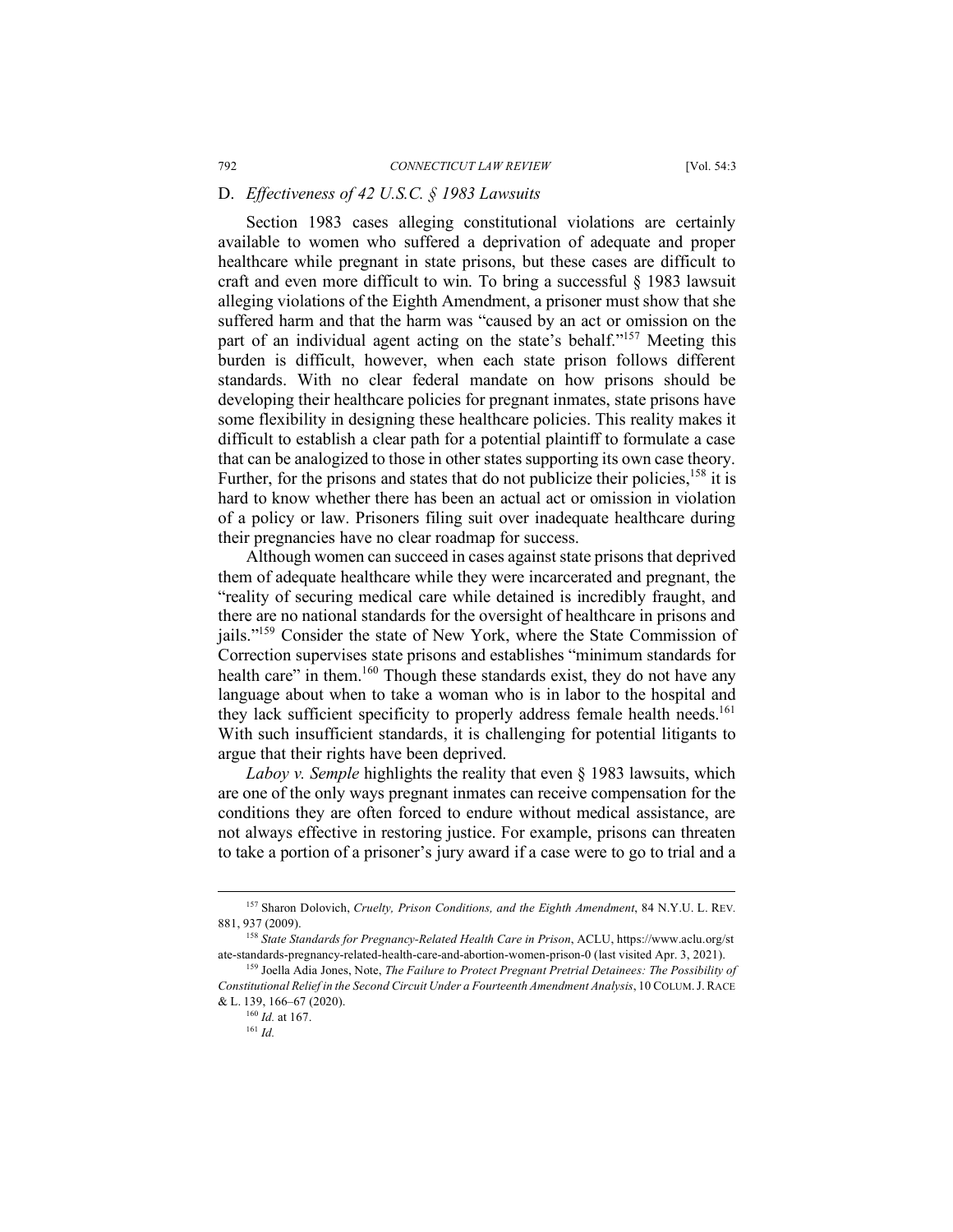### D. *Effectiveness of 42 U.S.C. § 1983 Lawsuits*

Section 1983 cases alleging constitutional violations are certainly available to women who suffered a deprivation of adequate and proper healthcare while pregnant in state prisons, but these cases are difficult to craft and even more difficult to win. To bring a successful § 1983 lawsuit alleging violations of the Eighth Amendment, a prisoner must show that she suffered harm and that the harm was "caused by an act or omission on the part of an individual agent acting on the state's behalf."[157] Meeting this burden is difficult, however, when each state prison follows different standards. With no clear federal mandate on how prisons should be developing their healthcare policies for pregnant inmates, state prisons have some flexibility in designing these healthcare policies. This reality makes it difficult to establish a clear path for a potential plaintiff to formulate a case that can be analogized to those in other states supporting its own case theory. Further, for the prisons and states that do not publicize their policies,[158] it is hard to know whether there has been an actual act or omission in violation of a policy or law. Prisoners filing suit over inadequate healthcare during their pregnancies have no clear roadmap for success.

Although women can succeed in cases against state prisons that deprived them of adequate healthcare while they were incarcerated and pregnant, the "reality of securing medical care while detained is incredibly fraught, and there are no national standards for the oversight of healthcare in prisons and jails."[159] Consider the state of New York, where the State Commission of Correction supervises state prisons and establishes "minimum standards for health care" in them.[160] Though these standards exist, they do not have any language about when to take a woman who is in labor to the hospital and they lack sufficient specificity to properly address female health needs.[161] With such insufficient standards, it is challenging for potential litigants to argue that their rights have been deprived.

*Laboy v. Semple* highlights the reality that even § 1983 lawsuits, which are one of the only ways pregnant inmates can receive compensation for the conditions they are often forced to endure without medical assistance, are not always effective in restoring justice. For example, prisons can threaten to take a portion of a prisoner's jury award if a case were to go to trial and a

---

[157] Sharon Dolovich, *Cruelty, Prison Conditions, and the Eighth Amendment*, 84 N.Y.U. L. REV. 881, 937 (2009).

[158] *State Standards for Pregnancy-Related Health Care in Prison*, ACLU, https://www.aclu.org/state-standards-pregnancy-related-health-care-and-abortion-women-prison-0 (last visited Apr. 3, 2021).

[159] Joella Adia Jones, Note, *The Failure to Protect Pregnant Pretrial Detainees: The Possibility of Constitutional Relief in the Second Circuit Under a Fourteenth Amendment Analysis*, 10 COLUM. J. RACE & L. 139, 166–67 (2020).

[160] *Id.* at 167.

[161] *Id.*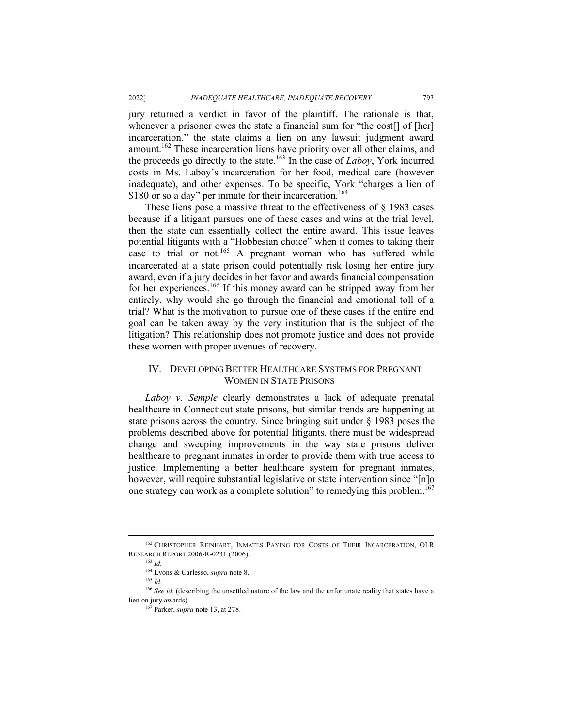jury returned a verdict in favor of the plaintiff. The rationale is that, whenever a prisoner owes the state a financial sum for "the cost[] of [her] incarceration," the state claims a lien on any lawsuit judgment award amount.[162] These incarceration liens have priority over all other claims, and the proceeds go directly to the state.[163] In the case of *Laboy*, York incurred costs in Ms. Laboy's incarceration for her food, medical care (however inadequate), and other expenses. To be specific, York "charges a lien of $180 or so a day" per inmate for their incarceration.[164]

These liens pose a massive threat to the effectiveness of § 1983 cases because if a litigant pursues one of these cases and wins at the trial level, then the state can essentially collect the entire award. This issue leaves potential litigants with a "Hobbesian choice" when it comes to taking their case to trial or not.[165] A pregnant woman who has suffered while incarcerated at a state prison could potentially risk losing her entire jury award, even if a jury decides in her favor and awards financial compensation for her experiences.[166] If this money award can be stripped away from her entirely, why would she go through the financial and emotional toll of a trial? What is the motivation to pursue one of these cases if the entire end goal can be taken away by the very institution that is the subject of the litigation? This relationship does not promote justice and does not provide these women with proper avenues of recovery.

## IV. DEVELOPING BETTER HEALTHCARE SYSTEMS FOR PREGNANT WOMEN IN STATE PRISONS

*Laboy v. Semple* clearly demonstrates a lack of adequate prenatal healthcare in Connecticut state prisons, but similar trends are happening at state prisons across the country. Since bringing suit under § 1983 poses the problems described above for potential litigants, there must be widespread change and sweeping improvements in the way state prisons deliver healthcare to pregnant inmates in order to provide them with true access to justice. Implementing a better healthcare system for pregnant inmates, however, will require substantial legislative or state intervention since "[n]o one strategy can work as a complete solution" to remedying this problem.[167]

---

[162] CHRISTOPHER REINHART, INMATES PAYING FOR COSTS OF THEIR INCARCERATION, OLR RESEARCH REPORT 2006-R-0231 (2006).

[163] *Id.*

[164] Lyons & Carlesso, *supra* note 8.

[165] *Id.*

[166] *See id.* (describing the unsettled nature of the law and the unfortunate reality that states have a lien on jury awards).

[167] Parker, *supra* note 13, at 278.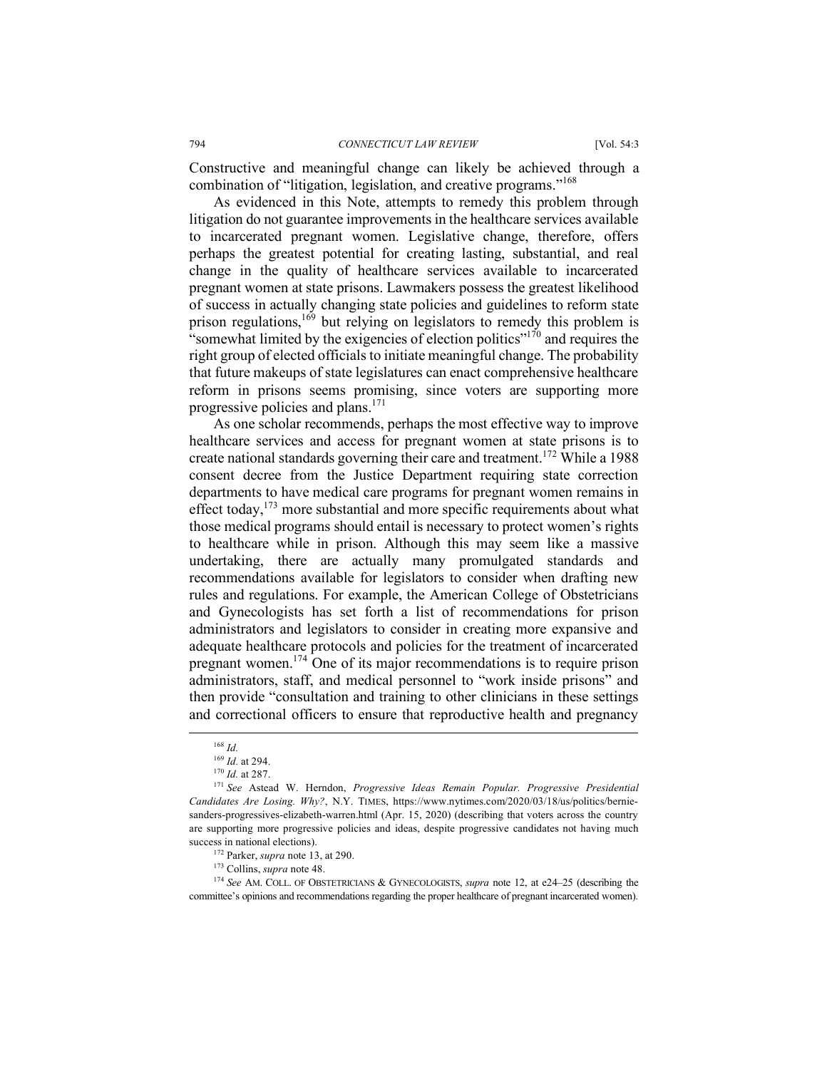Constructive and meaningful change can likely be achieved through a combination of "litigation, legislation, and creative programs."[168]

As evidenced in this Note, attempts to remedy this problem through litigation do not guarantee improvements in the healthcare services available to incarcerated pregnant women. Legislative change, therefore, offers perhaps the greatest potential for creating lasting, substantial, and real change in the quality of healthcare services available to incarcerated pregnant women at state prisons. Lawmakers possess the greatest likelihood of success in actually changing state policies and guidelines to reform state prison regulations,[169] but relying on legislators to remedy this problem is "somewhat limited by the exigencies of election politics"[170] and requires the right group of elected officials to initiate meaningful change. The probability that future makeups of state legislatures can enact comprehensive healthcare reform in prisons seems promising, since voters are supporting more progressive policies and plans.[171]

As one scholar recommends, perhaps the most effective way to improve healthcare services and access for pregnant women at state prisons is to create national standards governing their care and treatment.[172] While a 1988 consent decree from the Justice Department requiring state correction departments to have medical care programs for pregnant women remains in effect today,[173] more substantial and more specific requirements about what those medical programs should entail is necessary to protect women's rights to healthcare while in prison. Although this may seem like a massive undertaking, there are actually many promulgated standards and recommendations available for legislators to consider when drafting new rules and regulations. For example, the American College of Obstetricians and Gynecologists has set forth a list of recommendations for prison administrators and legislators to consider in creating more expansive and adequate healthcare protocols and policies for the treatment of incarcerated pregnant women.[174] One of its major recommendations is to require prison administrators, staff, and medical personnel to "work inside prisons" and then provide "consultation and training to other clinicians in these settings and correctional officers to ensure that reproductive health and pregnancy

---

[168] *Id.*

[169] *Id.* at 294.

[170] *Id.* at 287.

[171] *See* Astead W. Herndon, *Progressive Ideas Remain Popular. Progressive Presidential Candidates Are Losing. Why?*, N.Y. TIMES, https://www.nytimes.com/2020/03/18/us/politics/bernie-sanders-progressives-elizabeth-warren.html (Apr. 15, 2020) (describing that voters across the country are supporting more progressive policies and ideas, despite progressive candidates not having much success in national elections).

[172] Parker, *supra* note 13, at 290.

[173] Collins, *supra* note 48.

[174] *See* AM. COLL. OF OBSTETRICIANS & GYNECOLOGISTS, *supra* note 12, at e24–25 (describing the committee's opinions and recommendations regarding the proper healthcare of pregnant incarcerated women).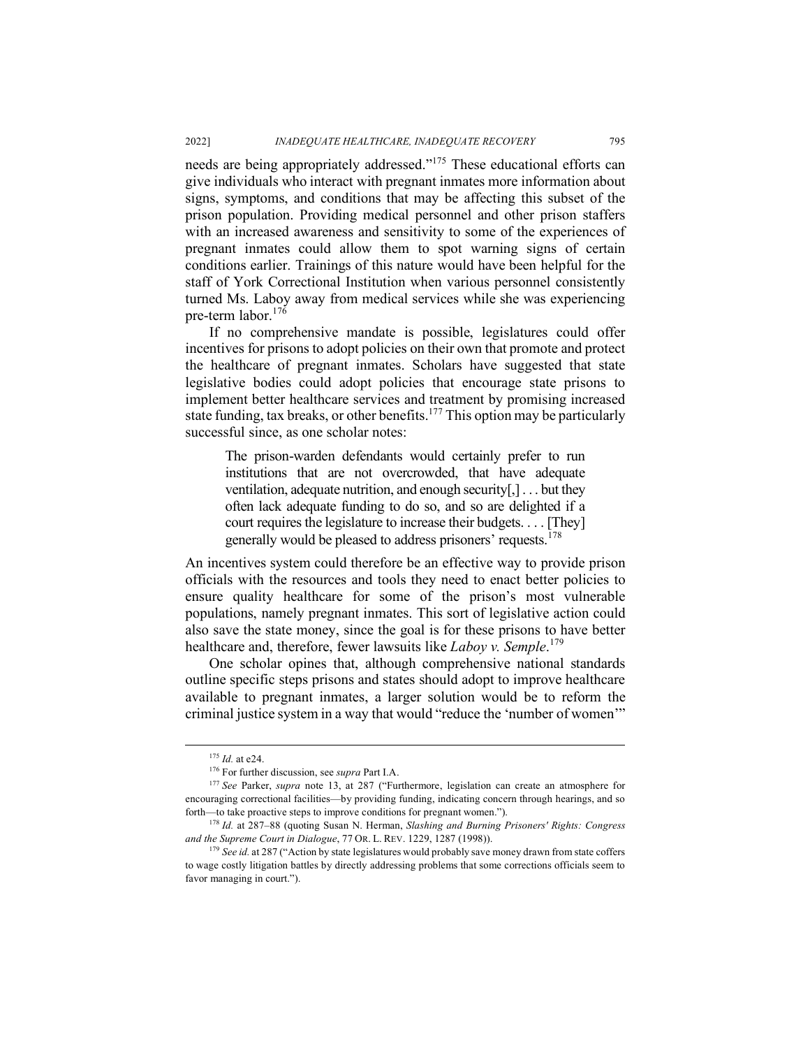needs are being appropriately addressed."[175] These educational efforts can give individuals who interact with pregnant inmates more information about signs, symptoms, and conditions that may be affecting this subset of the prison population. Providing medical personnel and other prison staffers with an increased awareness and sensitivity to some of the experiences of pregnant inmates could allow them to spot warning signs of certain conditions earlier. Trainings of this nature would have been helpful for the staff of York Correctional Institution when various personnel consistently turned Ms. Laboy away from medical services while she was experiencing pre-term labor.[176]

If no comprehensive mandate is possible, legislatures could offer incentives for prisons to adopt policies on their own that promote and protect the healthcare of pregnant inmates. Scholars have suggested that state legislative bodies could adopt policies that encourage state prisons to implement better healthcare services and treatment by promising increased state funding, tax breaks, or other benefits.[177] This option may be particularly successful since, as one scholar notes:

> The prison-warden defendants would certainly prefer to run institutions that are not overcrowded, that have adequate ventilation, adequate nutrition, and enough security[,] . . . but they often lack adequate funding to do so, and so are delighted if a court requires the legislature to increase their budgets. . . . [They] generally would be pleased to address prisoners' requests.[178]

An incentives system could therefore be an effective way to provide prison officials with the resources and tools they need to enact better policies to ensure quality healthcare for some of the prison's most vulnerable populations, namely pregnant inmates. This sort of legislative action could also save the state money, since the goal is for these prisons to have better healthcare and, therefore, fewer lawsuits like *Laboy v. Semple*.[179]

One scholar opines that, although comprehensive national standards outline specific steps prisons and states should adopt to improve healthcare available to pregnant inmates, a larger solution would be to reform the criminal justice system in a way that would "reduce the 'number of women'"

---

[175] *Id.* at e24.

[176] For further discussion, see *supra* Part I.A.

[177] *See* Parker, *supra* note 13, at 287 ("Furthermore, legislation can create an atmosphere for encouraging correctional facilities—by providing funding, indicating concern through hearings, and so forth—to take proactive steps to improve conditions for pregnant women.").

[178] *Id.* at 287–88 (quoting Susan N. Herman, *Slashing and Burning Prisoners' Rights: Congress and the Supreme Court in Dialogue*, 77 OR. L. REV. 1229, 1287 (1998)).

[179] *See id.* at 287 ("Action by state legislatures would probably save money drawn from state coffers to wage costly litigation battles by directly addressing problems that some corrections officials seem to favor managing in court.").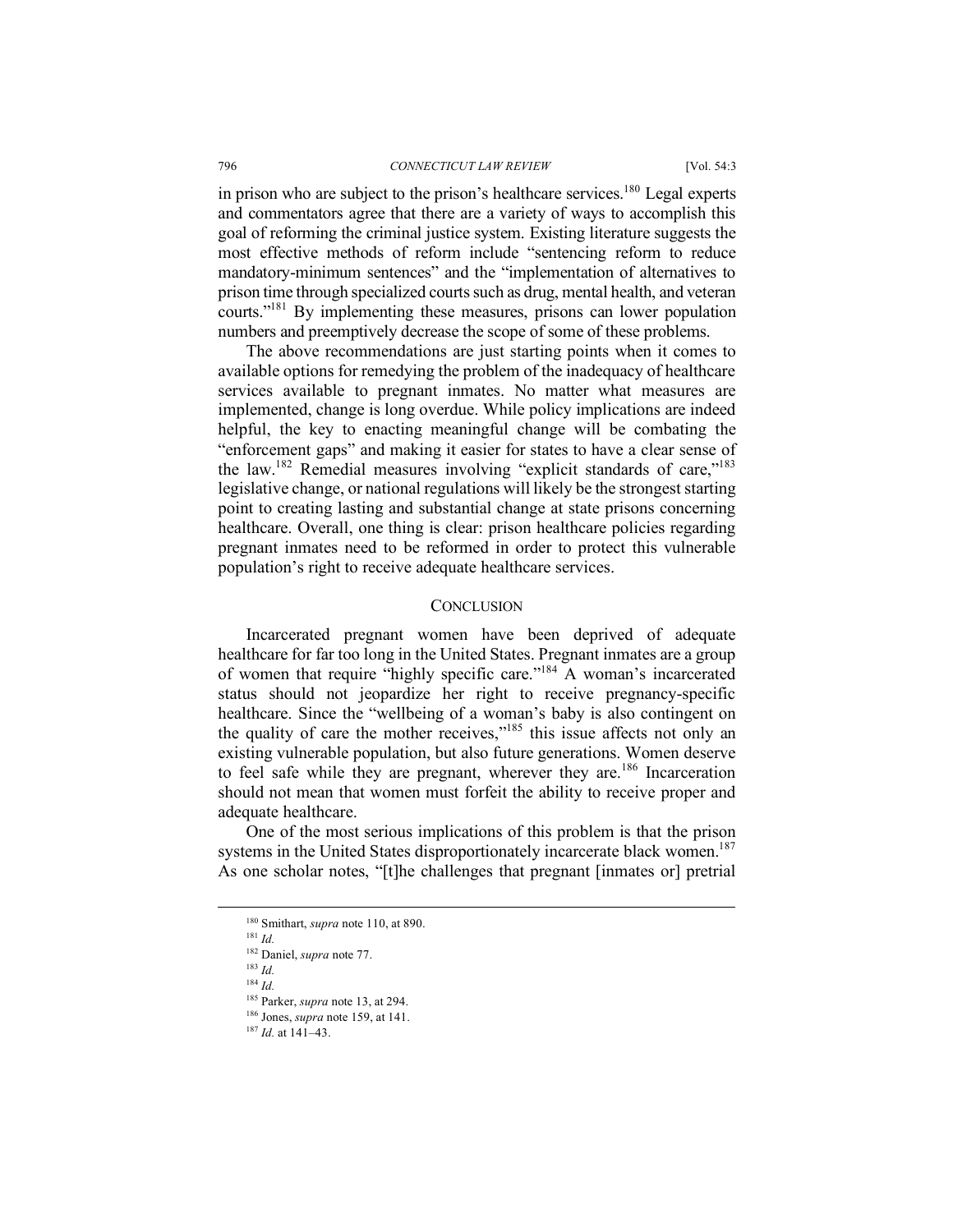in prison who are subject to the prison's healthcare services.[180] Legal experts and commentators agree that there are a variety of ways to accomplish this goal of reforming the criminal justice system. Existing literature suggests the most effective methods of reform include "sentencing reform to reduce mandatory-minimum sentences" and the "implementation of alternatives to prison time through specialized courts such as drug, mental health, and veteran courts."[181] By implementing these measures, prisons can lower population numbers and preemptively decrease the scope of some of these problems.

The above recommendations are just starting points when it comes to available options for remedying the problem of the inadequacy of healthcare services available to pregnant inmates. No matter what measures are implemented, change is long overdue. While policy implications are indeed helpful, the key to enacting meaningful change will be combating the "enforcement gaps" and making it easier for states to have a clear sense of the law.[182] Remedial measures involving "explicit standards of care,"[183] legislative change, or national regulations will likely be the strongest starting point to creating lasting and substantial change at state prisons concerning healthcare. Overall, one thing is clear: prison healthcare policies regarding pregnant inmates need to be reformed in order to protect this vulnerable population's right to receive adequate healthcare services.

## CONCLUSION

Incarcerated pregnant women have been deprived of adequate healthcare for far too long in the United States. Pregnant inmates are a group of women that require "highly specific care."[184] A woman's incarcerated status should not jeopardize her right to receive pregnancy-specific healthcare. Since the "wellbeing of a woman's baby is also contingent on the quality of care the mother receives,"[185] this issue affects not only an existing vulnerable population, but also future generations. Women deserve to feel safe while they are pregnant, wherever they are.[186] Incarceration should not mean that women must forfeit the ability to receive proper and adequate healthcare.

One of the most serious implications of this problem is that the prison systems in the United States disproportionately incarcerate black women.[187] As one scholar notes, "[t]he challenges that pregnant [inmates or] pretrial

---

[180] Smithart, *supra* note 110, at 890.

[181] *Id.*

[182] Daniel, *supra* note 77.

[183] *Id.*

[184] *Id.*

[185] Parker, *supra* note 13, at 294.

[186] Jones, *supra* note 159, at 141.

[187] *Id.* at 141–43.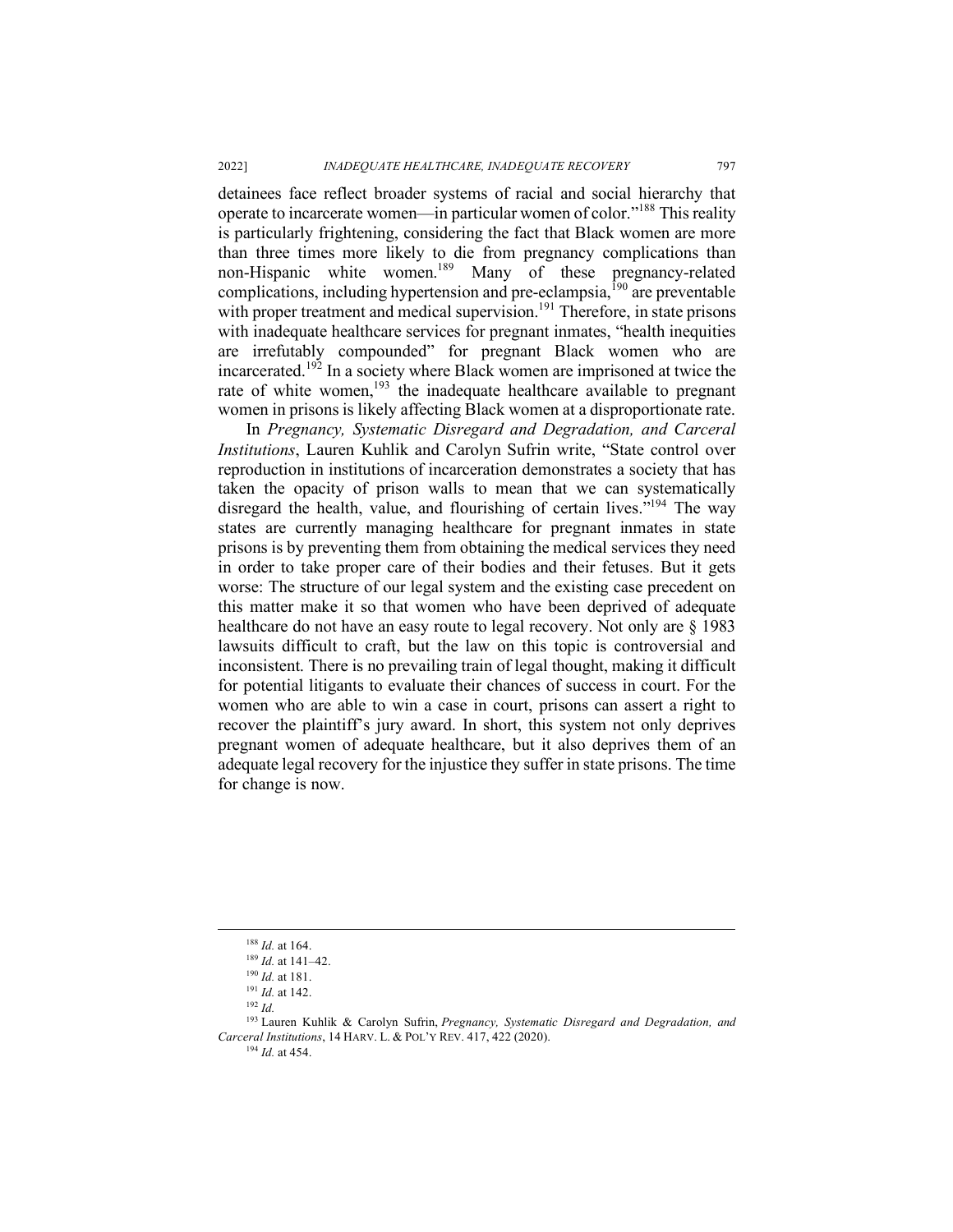detainees face reflect broader systems of racial and social hierarchy that operate to incarcerate women—in particular women of color."[188] This reality is particularly frightening, considering the fact that Black women are more than three times more likely to die from pregnancy complications than non-Hispanic white women.[189] Many of these pregnancy-related complications, including hypertension and pre-eclampsia,[190] are preventable with proper treatment and medical supervision.[191] Therefore, in state prisons with inadequate healthcare services for pregnant inmates, "health inequities are irrefutably compounded" for pregnant Black women who are incarcerated.[192] In a society where Black women are imprisoned at twice the rate of white women,[193] the inadequate healthcare available to pregnant women in prisons is likely affecting Black women at a disproportionate rate.

In *Pregnancy, Systematic Disregard and Degradation, and Carceral Institutions*, Lauren Kuhlik and Carolyn Sufrin write, "State control over reproduction in institutions of incarceration demonstrates a society that has taken the opacity of prison walls to mean that we can systematically disregard the health, value, and flourishing of certain lives."[194] The way states are currently managing healthcare for pregnant inmates in state prisons is by preventing them from obtaining the medical services they need in order to take proper care of their bodies and their fetuses. But it gets worse: The structure of our legal system and the existing case precedent on this matter make it so that women who have been deprived of adequate healthcare do not have an easy route to legal recovery. Not only are § 1983 lawsuits difficult to craft, but the law on this topic is controversial and inconsistent. There is no prevailing train of legal thought, making it difficult for potential litigants to evaluate their chances of success in court. For the women who are able to win a case in court, prisons can assert a right to recover the plaintiff's jury award. In short, this system not only deprives pregnant women of adequate healthcare, but it also deprives them of an adequate legal recovery for the injustice they suffer in state prisons. The time for change is now.

---

[188] *Id.* at 164.

[189] *Id.* at 141–42.

[190] *Id.* at 181.

[191] *Id.* at 142.

[192] *Id.*

[193] Lauren Kuhlik & Carolyn Sufrin, *Pregnancy, Systematic Disregard and Degradation, and Carceral Institutions*, 14 HARV. L. & POL'Y REV. 417, 422 (2020).

[194] *Id.* at 454.